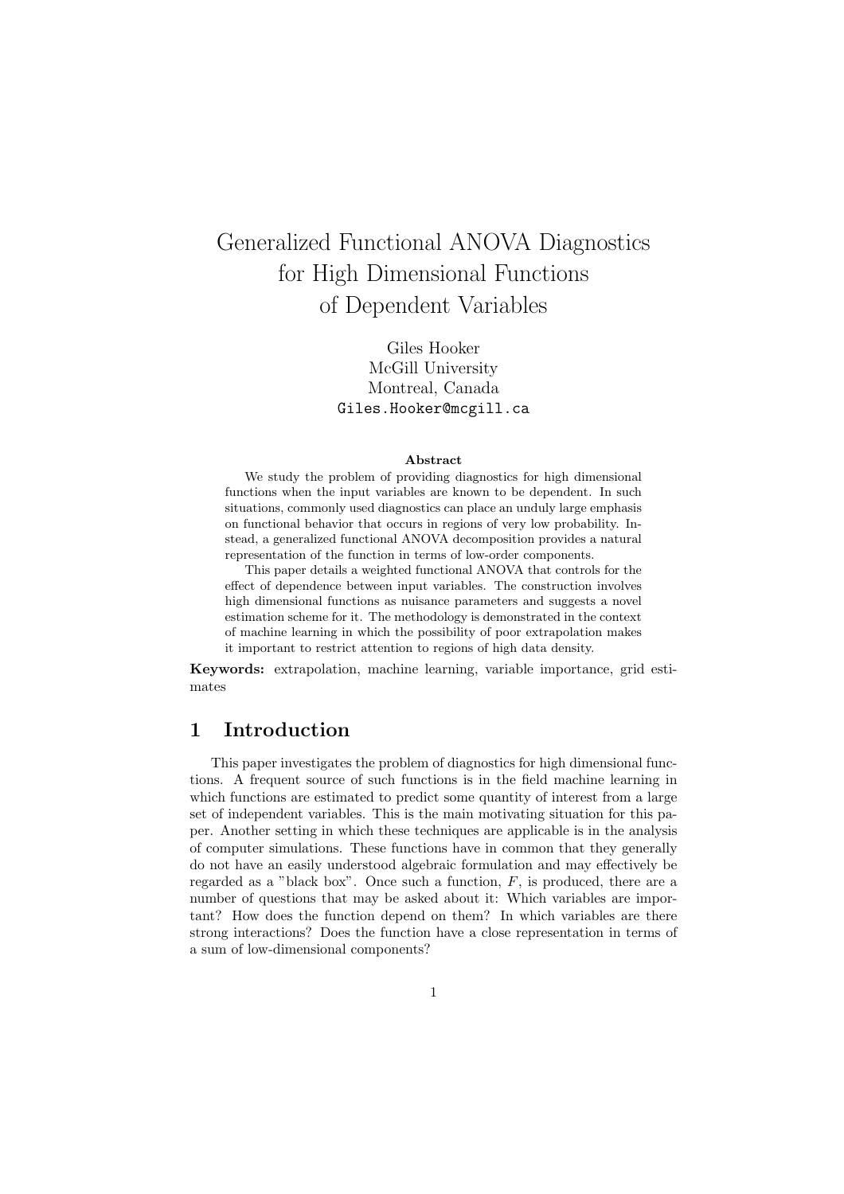# Generalized Functional ANOVA Diagnostics for High Dimensional Functions of Dependent Variables

Giles Hooker
McGill University
Montreal, Canada
Giles.Hooker@mcgill.ca

### Abstract

We study the problem of providing diagnostics for high dimensional functions when the input variables are known to be dependent. In such situations, commonly used diagnostics can place an unduly large emphasis on functional behavior that occurs in regions of very low probability. Instead, a generalized functional ANOVA decomposition provides a natural representation of the function in terms of low-order components.

This paper details a weighted functional ANOVA that controls for the effect of dependence between input variables. The construction involves high dimensional functions as nuisance parameters and suggests a novel estimation scheme for it. The methodology is demonstrated in the context of machine learning in which the possibility of poor extrapolation makes it important to restrict attention to regions of high data density.

**Keywords:** extrapolation, machine learning, variable importance, grid estimates

## 1 Introduction

This paper investigates the problem of diagnostics for high dimensional functions. A frequent source of such functions is in the field machine learning in which functions are estimated to predict some quantity of interest from a large set of independent variables. This is the main motivating situation for this paper. Another setting in which these techniques are applicable is in the analysis of computer simulations. These functions have in common that they generally do not have an easily understood algebraic formulation and may effectively be regarded as a "black box". Once such a function, $F$, is produced, there are a number of questions that may be asked about it: Which variables are important? How does the function depend on them? In which variables are there strong interactions? Does the function have a close representation in terms of a sum of low-dimensional components?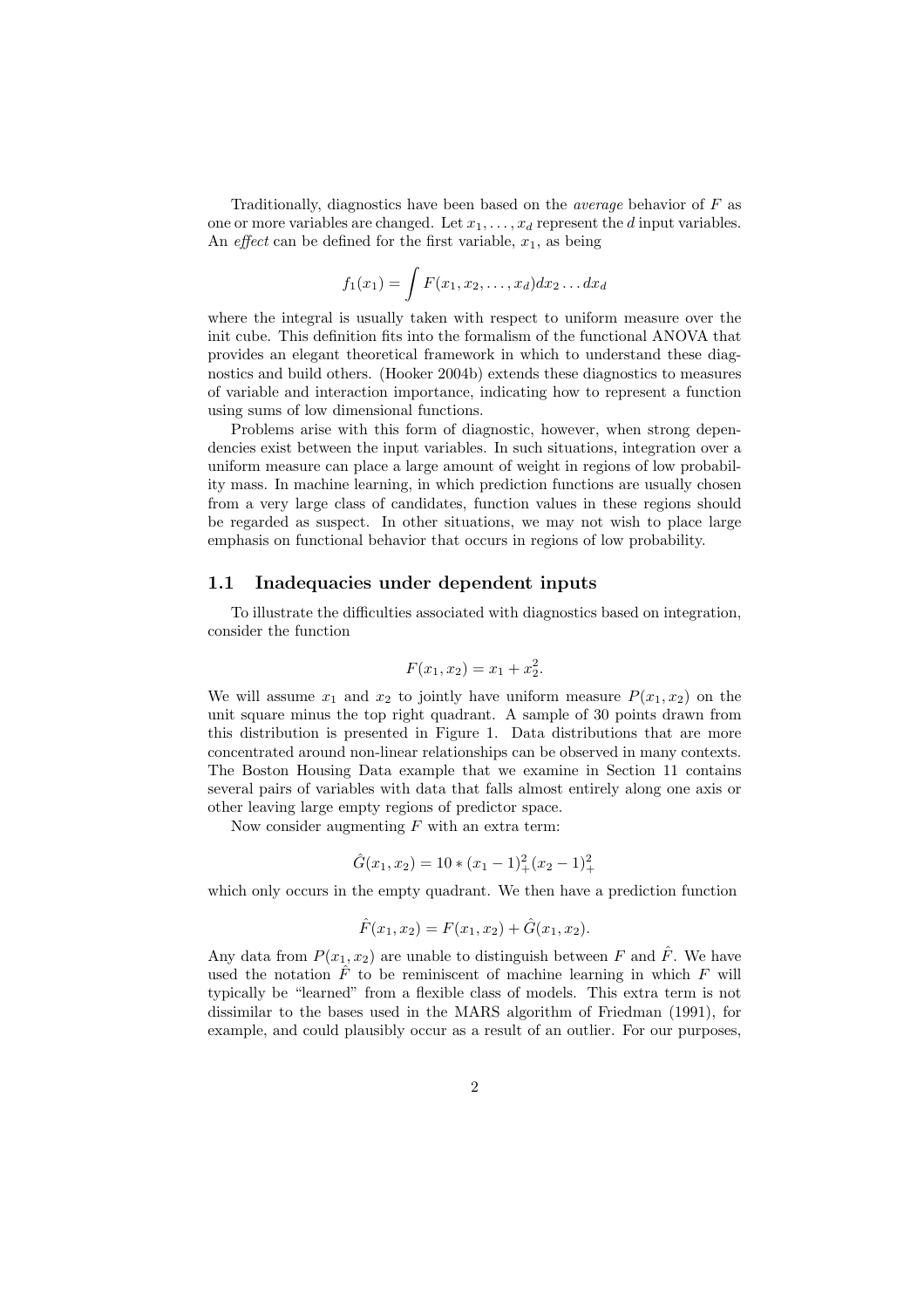Traditionally, diagnostics have been based on the *average* behavior of $F$ as one or more variables are changed. Let $x_1, \ldots, x_d$ represent the $d$ input variables. An *effect* can be defined for the first variable, $x_1$, as being

$$f_1(x_1) = \int F(x_1, x_2, \ldots, x_d) dx_2 \ldots dx_d$$

where the integral is usually taken with respect to uniform measure over the init cube. This definition fits into the formalism of the functional ANOVA that provides an elegant theoretical framework in which to understand these diagnostics and build others. (Hooker 2004b) extends these diagnostics to measures of variable and interaction importance, indicating how to represent a function using sums of low dimensional functions.

Problems arise with this form of diagnostic, however, when strong dependencies exist between the input variables. In such situations, integration over a uniform measure can place a large amount of weight in regions of low probability mass. In machine learning, in which prediction functions are usually chosen from a very large class of candidates, function values in these regions should be regarded as suspect. In other situations, we may not wish to place large emphasis on functional behavior that occurs in regions of low probability.

## 1.1 Inadequacies under dependent inputs

To illustrate the difficulties associated with diagnostics based on integration, consider the function

$$F(x_1, x_2) = x_1 + x_2^2.$$

We will assume $x_1$ and $x_2$ to jointly have uniform measure $P(x_1, x_2)$ on the unit square minus the top right quadrant. A sample of 30 points drawn from this distribution is presented in Figure 1. Data distributions that are more concentrated around non-linear relationships can be observed in many contexts. The Boston Housing Data example that we examine in Section 11 contains several pairs of variables with data that falls almost entirely along one axis or other leaving large empty regions of predictor space.

Now consider augmenting $F$ with an extra term:

$$\hat{G}(x_1, x_2) = 10 * (x_1 - 1)_+^2 (x_2 - 1)_+^2$$

which only occurs in the empty quadrant. We then have a prediction function

$$\hat{F}(x_1, x_2) = F(x_1, x_2) + \hat{G}(x_1, x_2).$$

Any data from $P(x_1, x_2)$ are unable to distinguish between $F$ and $\hat{F}$. We have used the notation $\hat{F}$ to be reminiscent of machine learning in which $F$ will typically be "learned" from a flexible class of models. This extra term is not dissimilar to the bases used in the MARS algorithm of Friedman (1991), for example, and could plausibly occur as a result of an outlier. For our purposes,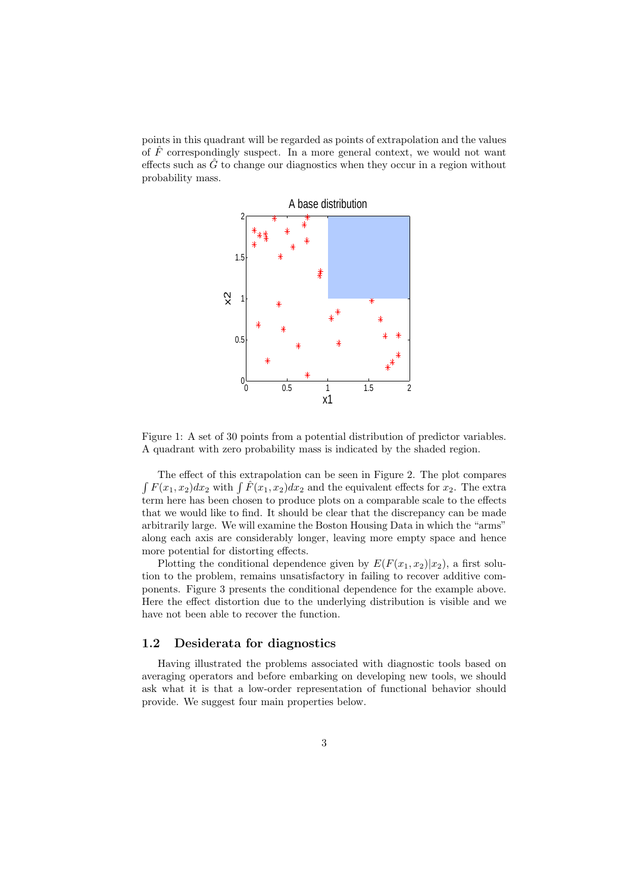points in this quadrant will be regarded as points of extrapolation and the values of $\hat{F}$ correspondingly suspect. In a more general context, we would not want effects such as $\hat{G}$ to change our diagnostics when they occur in a region without probability mass.

Figure 1: A set of 30 points from a potential distribution of predictor variables. A quadrant with zero probability mass is indicated by the shaded region.

The effect of this extrapolation can be seen in Figure 2. The plot compares $\int F(x_1, x_2)dx_2$ with $\int \hat{F}(x_1, x_2)dx_2$ and the equivalent effects for $x_2$. The extra term here has been chosen to produce plots on a comparable scale to the effects that we would like to find. It should be clear that the discrepancy can be made arbitrarily large. We will examine the Boston Housing Data in which the "arms" along each axis are considerably longer, leaving more empty space and hence more potential for distorting effects.

Plotting the conditional dependence given by $E(F(x_1, x_2)|x_2)$, a first solution to the problem, remains unsatisfactory in failing to recover additive components. Figure 3 presents the conditional dependence for the example above. Here the effect distortion due to the underlying distribution is visible and we have not been able to recover the function.

### 1.2 Desiderata for diagnostics

Having illustrated the problems associated with diagnostic tools based on averaging operators and before embarking on developing new tools, we should ask what it is that a low-order representation of functional behavior should provide. We suggest four main properties below.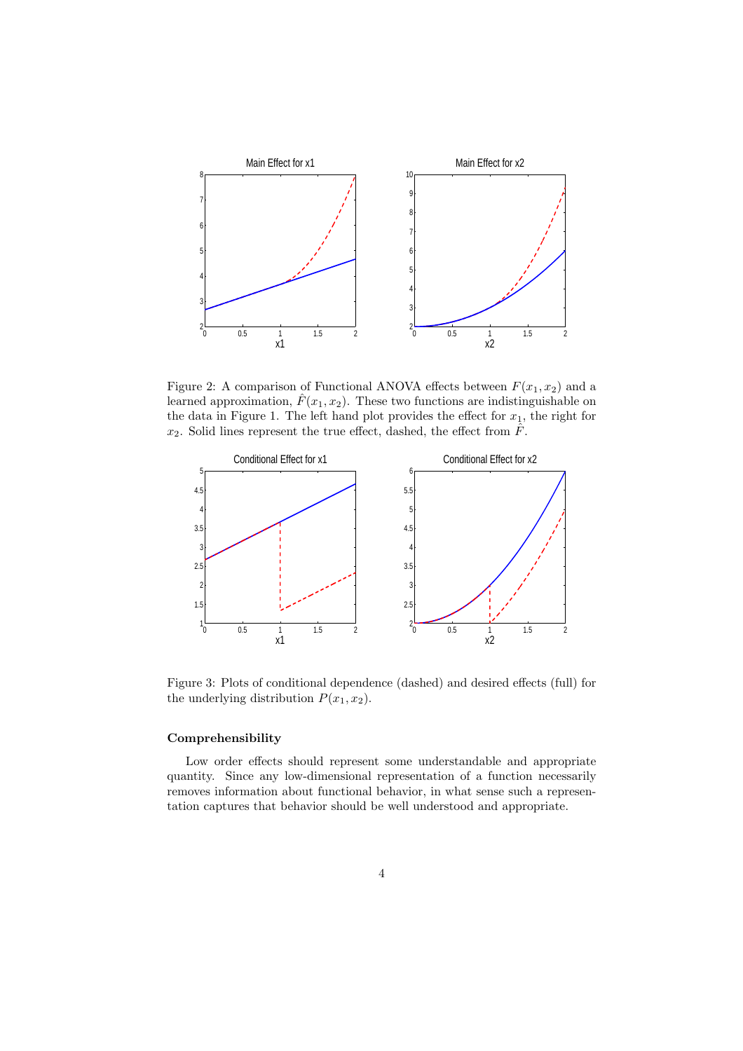Figure 2: A comparison of Functional ANOVA effects between $F(x_1, x_2)$ and a learned approximation, $\hat{F}(x_1, x_2)$. These two functions are indistinguishable on the data in Figure 1. The left hand plot provides the effect for $x_1$, the right for $x_2$. Solid lines represent the true effect, dashed, the effect from $\hat{F}$.

Figure 3: Plots of conditional dependence (dashed) and desired effects (full) for the underlying distribution $P(x_1, x_2)$.

#### Comprehensibility

Low order effects should represent some understandable and appropriate quantity. Since any low-dimensional representation of a function necessarily removes information about functional behavior, in what sense such a representation captures that behavior should be well understood and appropriate.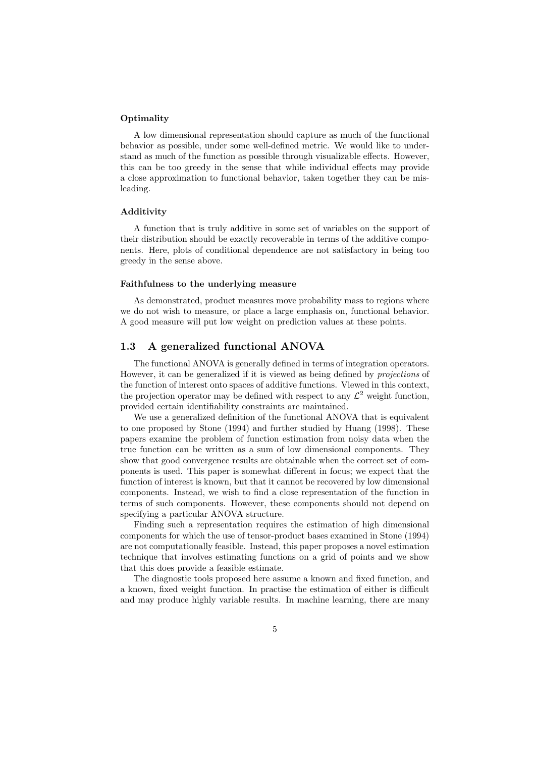**Optimality**

A low dimensional representation should capture as much of the functional behavior as possible, under some well-defined metric. We would like to understand as much of the function as possible through visualizable effects. However, this can be too greedy in the sense that while individual effects may provide a close approximation to functional behavior, taken together they can be misleading.

**Additivity**

A function that is truly additive in some set of variables on the support of their distribution should be exactly recoverable in terms of the additive components. Here, plots of conditional dependence are not satisfactory in being too greedy in the sense above.

**Faithfulness to the underlying measure**

As demonstrated, product measures move probability mass to regions where we do not wish to measure, or place a large emphasis on, functional behavior. A good measure will put low weight on prediction values at these points.

## 1.3 A generalized functional ANOVA

The functional ANOVA is generally defined in terms of integration operators. However, it can be generalized if it is viewed as being defined by *projections* of the function of interest onto spaces of additive functions. Viewed in this context, the projection operator may be defined with respect to any $\mathcal{L}^2$ weight function, provided certain identifiability constraints are maintained.

We use a generalized definition of the functional ANOVA that is equivalent to one proposed by Stone (1994) and further studied by Huang (1998). These papers examine the problem of function estimation from noisy data when the true function can be written as a sum of low dimensional components. They show that good convergence results are obtainable when the correct set of components is used. This paper is somewhat different in focus; we expect that the function of interest is known, but that it cannot be recovered by low dimensional components. Instead, we wish to find a close representation of the function in terms of such components. However, these components should not depend on specifying a particular ANOVA structure.

Finding such a representation requires the estimation of high dimensional components for which the use of tensor-product bases examined in Stone (1994) are not computationally feasible. Instead, this paper proposes a novel estimation technique that involves estimating functions on a grid of points and we show that this does provide a feasible estimate.

The diagnostic tools proposed here assume a known and fixed function, and a known, fixed weight function. In practise the estimation of either is difficult and may produce highly variable results. In machine learning, there are many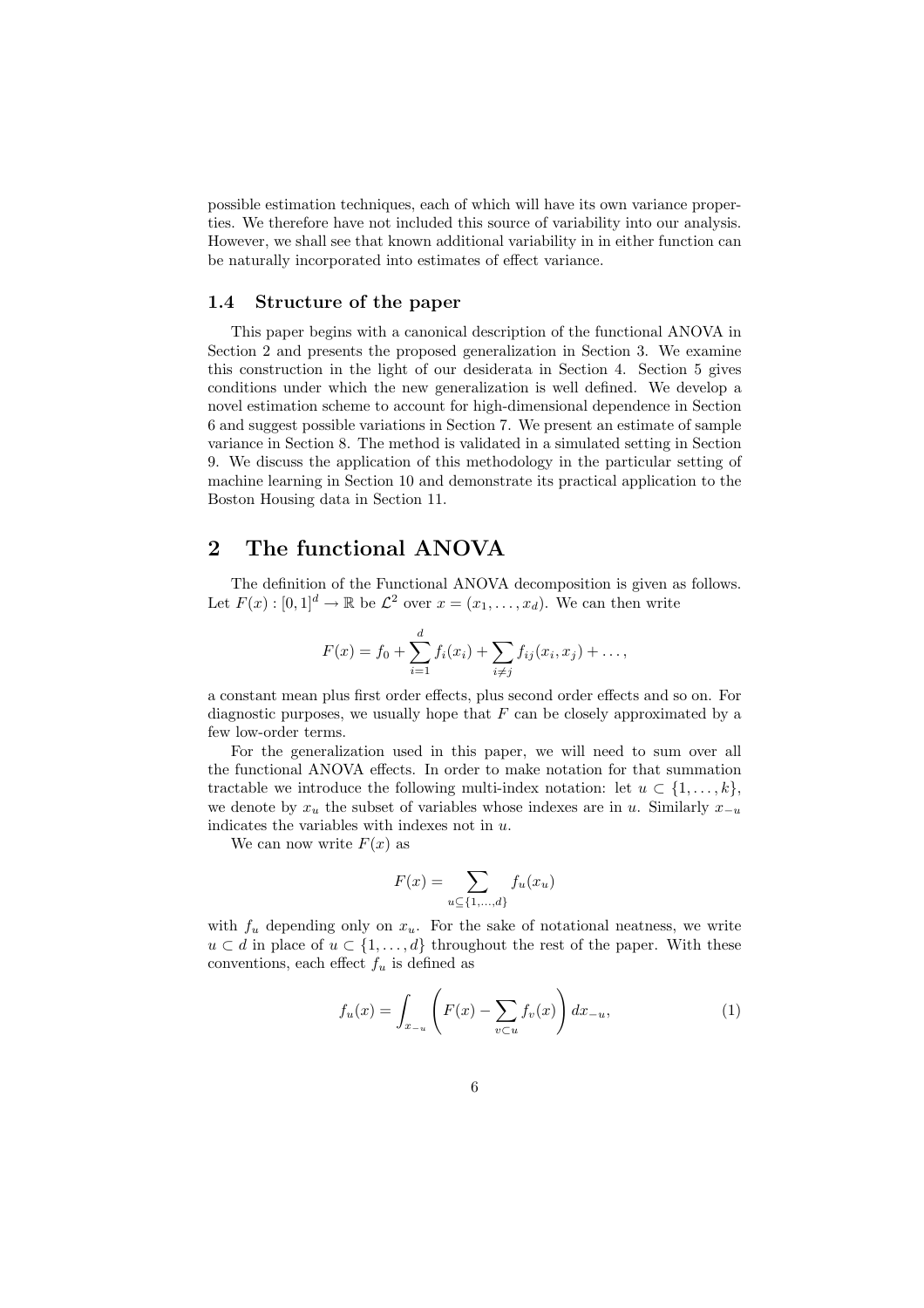possible estimation techniques, each of which will have its own variance properties. We therefore have not included this source of variability into our analysis. However, we shall see that known additional variability in in either function can be naturally incorporated into estimates of effect variance.

### 1.4 Structure of the paper

This paper begins with a canonical description of the functional ANOVA in Section 2 and presents the proposed generalization in Section 3. We examine this construction in the light of our desiderata in Section 4. Section 5 gives conditions under which the new generalization is well defined. We develop a novel estimation scheme to account for high-dimensional dependence in Section 6 and suggest possible variations in Section 7. We present an estimate of sample variance in Section 8. The method is validated in a simulated setting in Section 9. We discuss the application of this methodology in the particular setting of machine learning in Section 10 and demonstrate its practical application to the Boston Housing data in Section 11.

## 2 The functional ANOVA

The definition of the Functional ANOVA decomposition is given as follows. Let $F(x) : [0,1]^d \to \mathbb{R}$ be $\mathcal{L}^2$ over $x = (x_1, \ldots, x_d)$. We can then write

$$F(x) = f_0 + \sum_{i=1}^{d} f_i(x_i) + \sum_{i \neq j} f_{ij}(x_i, x_j) + \ldots,$$

a constant mean plus first order effects, plus second order effects and so on. For diagnostic purposes, we usually hope that $F$ can be closely approximated by a few low-order terms.

For the generalization used in this paper, we will need to sum over all the functional ANOVA effects. In order to make notation for that summation tractable we introduce the following multi-index notation: let $u \subset \{1, \ldots, k\}$, we denote by $x_u$ the subset of variables whose indexes are in $u$. Similarly $x_{-u}$ indicates the variables with indexes not in $u$.

We can now write $F(x)$ as

$$F(x) = \sum_{u \subseteq \{1,\ldots,d\}} f_u(x_u)$$

with $f_u$ depending only on $x_u$. For the sake of notational neatness, we write $u \subset d$ in place of $u \subset \{1, \ldots, d\}$ throughout the rest of the paper. With these conventions, each effect $f_u$ is defined as

$$f_u(x) = \int_{x_{-u}} \left( F(x) - \sum_{v \subset u} f_v(x) \right) dx_{-u}, \tag{1}$$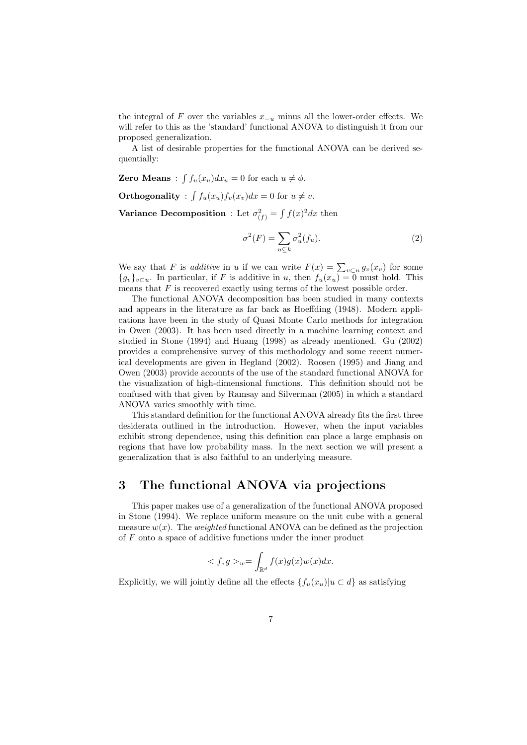the integral of $F$ over the variables $x_{-u}$ minus all the lower-order effects. We will refer to this as the 'standard' functional ANOVA to distinguish it from our proposed generalization.

A list of desirable properties for the functional ANOVA can be derived sequentially:

**Zero Means** : $\int f_u(x_u)dx_u = 0$ for each $u \neq \phi$.

**Orthogonality** : $\int f_u(x_u)f_v(x_v)dx = 0$ for $u \neq v$.

**Variance Decomposition** : Let $\sigma^2_{(f)} = \int f(x)^2 dx$ then

$$\sigma^2(F) = \sum_{u \subseteq k} \sigma^2_u(f_u). \tag{2}$$

We say that $F$ is *additive* in $u$ if we can write $F(x) = \sum_{v \subset u} g_v(x_v)$ for some $\{g_v\}_{v \subset u}$. In particular, if $F$ is additive in $u$, then $f_u(x_u) = 0$ must hold. This means that $F$ is recovered exactly using terms of the lowest possible order.

The functional ANOVA decomposition has been studied in many contexts and appears in the literature as far back as Hoeffding (1948). Modern applications have been in the study of Quasi Monte Carlo methods for integration in Owen (2003). It has been used directly in a machine learning context and studied in Stone (1994) and Huang (1998) as already mentioned. Gu (2002) provides a comprehensive survey of this methodology and some recent numerical developments are given in Hegland (2002). Roosen (1995) and Jiang and Owen (2003) provide accounts of the use of the standard functional ANOVA for the visualization of high-dimensional functions. This definition should not be confused with that given by Ramsay and Silverman (2005) in which a standard ANOVA varies smoothly with time.

This standard definition for the functional ANOVA already fits the first three desiderata outlined in the introduction. However, when the input variables exhibit strong dependence, using this definition can place a large emphasis on regions that have low probability mass. In the next section we will present a generalization that is also faithful to an underlying measure.

# 3 The functional ANOVA via projections

This paper makes use of a generalization of the functional ANOVA proposed in Stone (1994). We replace uniform measure on the unit cube with a general measure $w(x)$. The *weighted* functional ANOVA can be defined as the projection of $F$ onto a space of additive functions under the inner product

$$< f, g >_w = \int_{\mathbb{R}^d} f(x)g(x)w(x)dx.$$

Explicitly, we will jointly define all the effects $\{f_u(x_u)|u \subset d\}$ as satisfying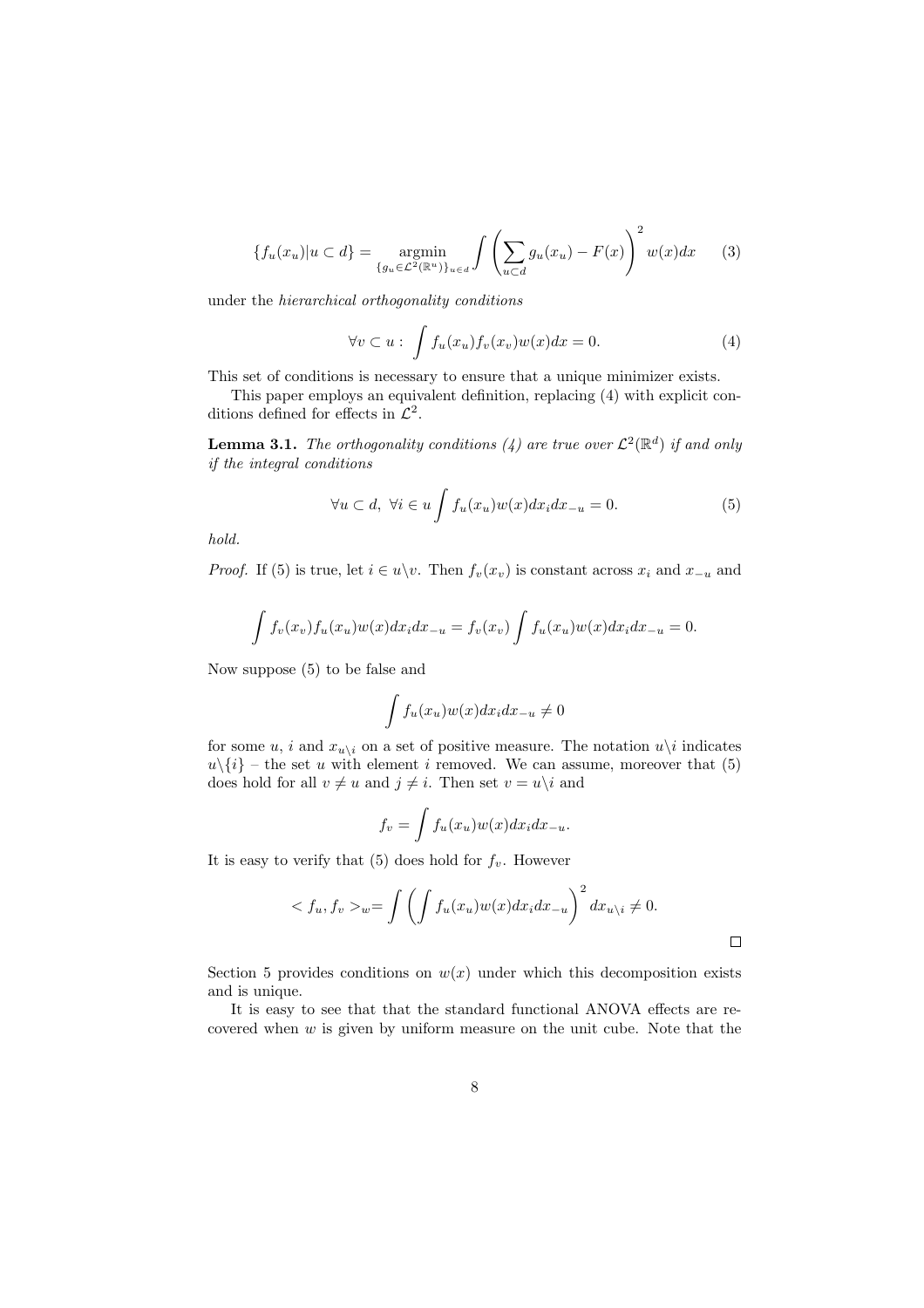$$\{f_u(x_u)|u \subset d\} = \underset{\{g_u \in \mathcal{L}^2(\mathbb{R}^u)\}_{u \in d}}{\operatorname{argmin}} \int \left( \sum_{u \subset d} g_u(x_u) - F(x) \right)^2 w(x) dx \qquad (3)$$

under the *hierarchical orthogonality conditions*

$$\forall v \subset u: \int f_u(x_u) f_v(x_v) w(x) dx = 0. \qquad (4)$$

This set of conditions is necessary to ensure that a unique minimizer exists.

This paper employs an equivalent definition, replacing (4) with explicit conditions defined for effects in $\mathcal{L}^2$.

**Lemma 3.1.** *The orthogonality conditions (4) are true over $\mathcal{L}^2(\mathbb{R}^d)$ if and only if the integral conditions*

$$\forall u \subset d, \; \forall i \in u \int f_u(x_u) w(x) dx_i dx_{-u} = 0. \qquad (5)$$

*hold.*

*Proof.* If (5) is true, let $i \in u \backslash v$. Then $f_v(x_v)$ is constant across $x_i$ and $x_{-u}$ and

$$\int f_v(x_v) f_u(x_u) w(x) dx_i dx_{-u} = f_v(x_v) \int f_u(x_u) w(x) dx_i dx_{-u} = 0.$$

Now suppose (5) to be false and

$$\int f_u(x_u) w(x) dx_i dx_{-u} \neq 0$$

for some $u$, $i$ and $x_{u \backslash i}$ on a set of positive measure. The notation $u \backslash i$ indicates $u \backslash \{i\}$ – the set $u$ with element $i$ removed. We can assume, moreover that (5) does hold for all $v \neq u$ and $j \neq i$. Then set $v = u \backslash i$ and

$$f_v = \int f_u(x_u) w(x) dx_i dx_{-u}.$$

It is easy to verify that (5) does hold for $f_v$. However

$$< f_u, f_v >_w = \int \left( \int f_u(x_u) w(x) dx_i dx_{-u} \right)^2 dx_{u \backslash i} \neq 0.$$

$\square$

Section 5 provides conditions on $w(x)$ under which this decomposition exists and is unique.

It is easy to see that that the standard functional ANOVA effects are recovered when $w$ is given by uniform measure on the unit cube. Note that the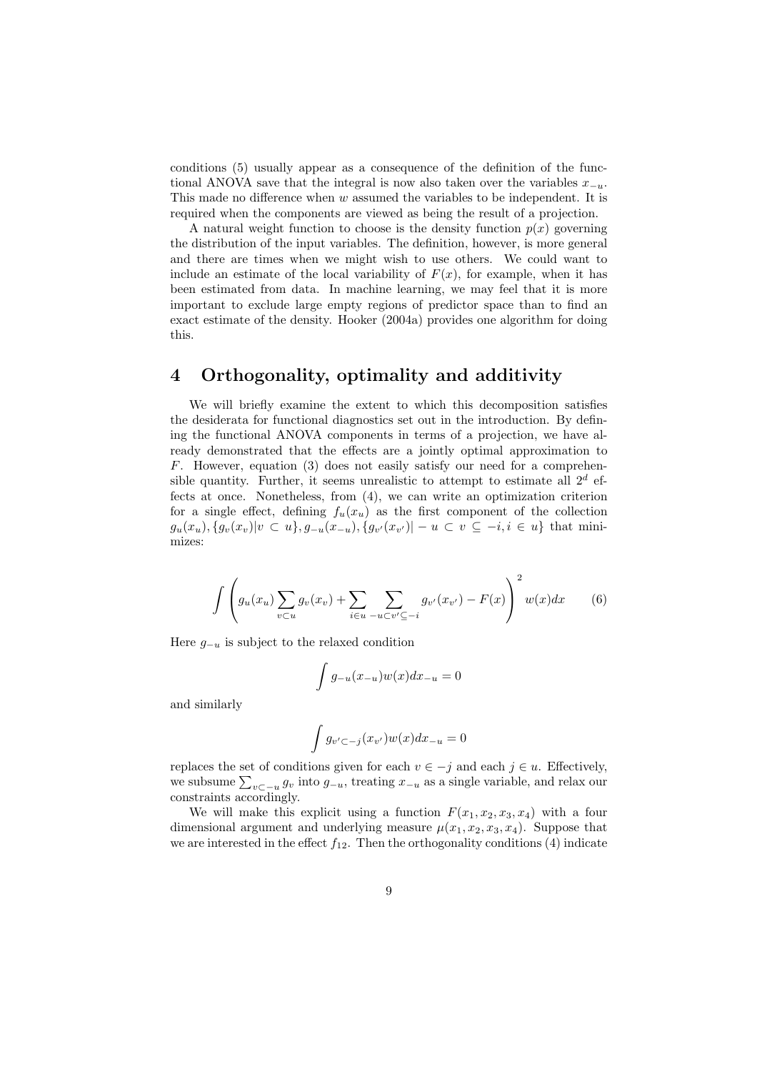conditions (5) usually appear as a consequence of the definition of the functional ANOVA save that the integral is now also taken over the variables $x_{-u}$. This made no difference when $w$ assumed the variables to be independent. It is required when the components are viewed as being the result of a projection.

A natural weight function to choose is the density function $p(x)$ governing the distribution of the input variables. The definition, however, is more general and there are times when we might wish to use others. We could want to include an estimate of the local variability of $F(x)$, for example, when it has been estimated from data. In machine learning, we may feel that it is more important to exclude large empty regions of predictor space than to find an exact estimate of the density. Hooker (2004a) provides one algorithm for doing this.

## 4 Orthogonality, optimality and additivity

We will briefly examine the extent to which this decomposition satisfies the desiderata for functional diagnostics set out in the introduction. By defining the functional ANOVA components in terms of a projection, we have already demonstrated that the effects are a jointly optimal approximation to $F$. However, equation (3) does not easily satisfy our need for a comprehensible quantity. Further, it seems unrealistic to attempt to estimate all $2^d$ effects at once. Nonetheless, from (4), we can write an optimization criterion for a single effect, defining $f_u(x_u)$ as the first component of the collection $g_u(x_u), \{g_v(x_v)|v \subset u\}, g_{-u}(x_{-u}), \{g_{v'}(x_{v'})| -u \subset v \subseteq -i, i \in u\}$ that minimizes:

$$\int \left( g_u(x_u) \sum_{v \subset u} g_v(x_v) + \sum_{i \in u} \sum_{-u \subset v' \subseteq -i} g_{v'}(x_{v'}) - F(x) \right)^2 w(x) dx \qquad (6)$$

Here $g_{-u}$ is subject to the relaxed condition

$$\int g_{-u}(x_{-u}) w(x) dx_{-u} = 0$$

and similarly

$$\int g_{v' \subset -j}(x_{v'}) w(x) dx_{-u} = 0$$

replaces the set of conditions given for each $v \in -j$ and each $j \in u$. Effectively, we subsume $\sum_{v \subset -u} g_v$ into $g_{-u}$, treating $x_{-u}$ as a single variable, and relax our constraints accordingly.

We will make this explicit using a function $F(x_1, x_2, x_3, x_4)$ with a four dimensional argument and underlying measure $\mu(x_1, x_2, x_3, x_4)$. Suppose that we are interested in the effect $f_{12}$. Then the orthogonality conditions (4) indicate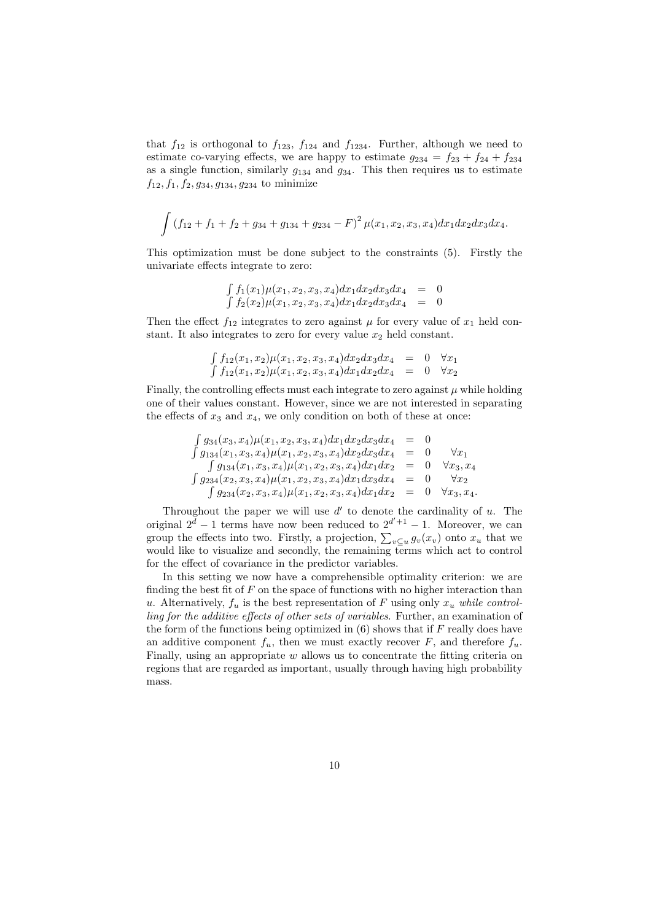that $f_{12}$ is orthogonal to $f_{123}$, $f_{124}$ and $f_{1234}$. Further, although we need to estimate co-varying effects, we are happy to estimate $g_{234} = f_{23} + f_{24} + f_{234}$ as a single function, similarly $g_{134}$ and $g_{34}$. This then requires us to estimate $f_{12}, f_1, f_2, g_{34}, g_{134}, g_{234}$ to minimize

$$\int (f_{12} + f_1 + f_2 + g_{34} + g_{134} + g_{234} - F)^2 \mu(x_1, x_2, x_3, x_4) dx_1 dx_2 dx_3 dx_4.$$

This optimization must be done subject to the constraints (5). Firstly the univariate effects integrate to zero:

$$\begin{array}{rcl} \int f_1(x_1)\mu(x_1, x_2, x_3, x_4)dx_1dx_2dx_3dx_4 & = & 0 \\ \int f_2(x_2)\mu(x_1, x_2, x_3, x_4)dx_1dx_2dx_3dx_4 & = & 0 \end{array}$$

Then the effect $f_{12}$ integrates to zero against $\mu$ for every value of $x_1$ held constant. It also integrates to zero for every value $x_2$ held constant.

$$\begin{array}{rcll} \int f_{12}(x_1, x_2)\mu(x_1, x_2, x_3, x_4)dx_2dx_3dx_4 & = & 0 & \forall x_1 \\ \int f_{12}(x_1, x_2)\mu(x_1, x_2, x_3, x_4)dx_1dx_2dx_4 & = & 0 & \forall x_2 \end{array}$$

Finally, the controlling effects must each integrate to zero against $\mu$ while holding one of their values constant. However, since we are not interested in separating the effects of $x_3$ and $x_4$, we only condition on both of these at once:

$$\begin{array}{rcll} \int g_{34}(x_3, x_4)\mu(x_1, x_2, x_3, x_4)dx_1dx_2dx_3dx_4 & = & 0 & \\ \int g_{134}(x_1, x_3, x_4)\mu(x_1, x_2, x_3, x_4)dx_2dx_3dx_4 & = & 0 & \forall x_1 \\ \int g_{134}(x_1, x_3, x_4)\mu(x_1, x_2, x_3, x_4)dx_1dx_2 & = & 0 & \forall x_3, x_4 \\ \int g_{234}(x_2, x_3, x_4)\mu(x_1, x_2, x_3, x_4)dx_1dx_3dx_4 & = & 0 & \forall x_2 \\ \int g_{234}(x_2, x_3, x_4)\mu(x_1, x_2, x_3, x_4)dx_1dx_2 & = & 0 & \forall x_3, x_4. \end{array}$$

Throughout the paper we will use $d'$ to denote the cardinality of $u$. The original $2^d - 1$ terms have now been reduced to $2^{d'+1} - 1$. Moreover, we can group the effects into two. Firstly, a projection, $\sum_{v \subseteq u} g_v(x_v)$ onto $x_u$ that we would like to visualize and secondly, the remaining terms which act to control for the effect of covariance in the predictor variables.

In this setting we now have a comprehensible optimality criterion: we are finding the best fit of $F$ on the space of functions with no higher interaction than $u$. Alternatively, $f_u$ is the best representation of $F$ using only $x_u$ *while controlling for the additive effects of other sets of variables*. Further, an examination of the form of the functions being optimized in (6) shows that if $F$ really does have an additive component $f_u$, then we must exactly recover $F$, and therefore $f_u$. Finally, using an appropriate $w$ allows us to concentrate the fitting criteria on regions that are regarded as important, usually through having high probability mass.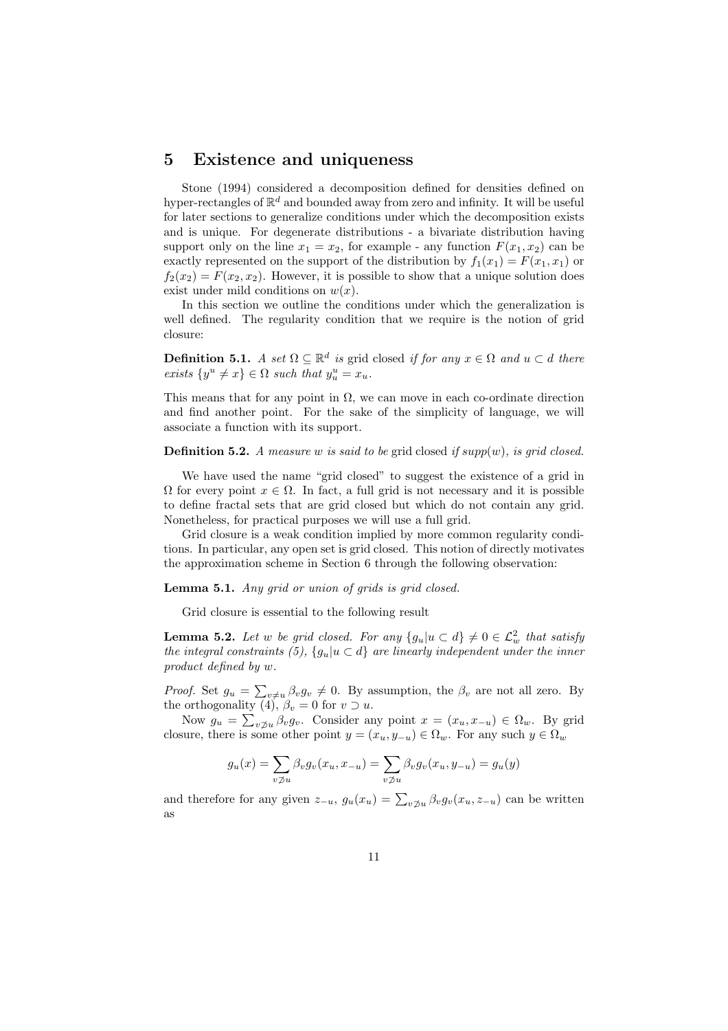# 5 Existence and uniqueness

Stone (1994) considered a decomposition defined for densities defined on hyper-rectangles of $\mathbb{R}^d$ and bounded away from zero and infinity. It will be useful for later sections to generalize conditions under which the decomposition exists and is unique. For degenerate distributions - a bivariate distribution having support only on the line $x_1 = x_2$, for example - any function $F(x_1, x_2)$ can be exactly represented on the support of the distribution by $f_1(x_1) = F(x_1, x_1)$ or $f_2(x_2) = F(x_2, x_2)$. However, it is possible to show that a unique solution does exist under mild conditions on $w(x)$.

In this section we outline the conditions under which the generalization is well defined. The regularity condition that we require is the notion of grid closure:

**Definition 5.1.** *A set $\Omega \subseteq \mathbb{R}^d$ is* grid closed *if for any $x \in \Omega$ and $u \subset d$ there exists $\{y^u \neq x\} \in \Omega$ such that $y^u_u = x_u$.*

This means that for any point in $\Omega$, we can move in each co-ordinate direction and find another point. For the sake of the simplicity of language, we will associate a function with its support.

**Definition 5.2.** *A measure $w$ is said to be* grid closed *if $supp(w)$, is grid closed.*

We have used the name "grid closed" to suggest the existence of a grid in $\Omega$ for every point $x \in \Omega$. In fact, a full grid is not necessary and it is possible to define fractal sets that are grid closed but which do not contain any grid. Nonetheless, for practical purposes we will use a full grid.

Grid closure is a weak condition implied by more common regularity conditions. In particular, any open set is grid closed. This notion of directly motivates the approximation scheme in Section 6 through the following observation:

**Lemma 5.1.** *Any grid or union of grids is grid closed.*

Grid closure is essential to the following result

**Lemma 5.2.** *Let $w$ be grid closed. For any $\{g_u | u \subset d\} \neq 0 \in \mathcal{L}^2_w$ that satisfy the integral constraints (5), $\{g_u | u \subset d\}$ are linearly independent under the inner product defined by $w$.*

*Proof.* Set $g_u = \sum_{v \neq u} \beta_v g_v \neq 0$. By assumption, the $\beta_v$ are not all zero. By the orthogonality (4), $\beta_v = 0$ for $v \supset u$.

Now $g_u = \sum_{v \not\supset u} \beta_v g_v$. Consider any point $x = (x_u, x_{-u}) \in \Omega_w$. By grid closure, there is some other point $y = (x_u, y_{-u}) \in \Omega_w$. For any such $y \in \Omega_w$

$$g_u(x) = \sum_{v \not\supset u} \beta_v g_v(x_u, x_{-u}) = \sum_{v \not\supset u} \beta_v g_v(x_u, y_{-u}) = g_u(y)$$

and therefore for any given $z_{-u}$, $g_u(x_u) = \sum_{v \not\supset u} \beta_v g_v(x_u, z_{-u})$ can be written as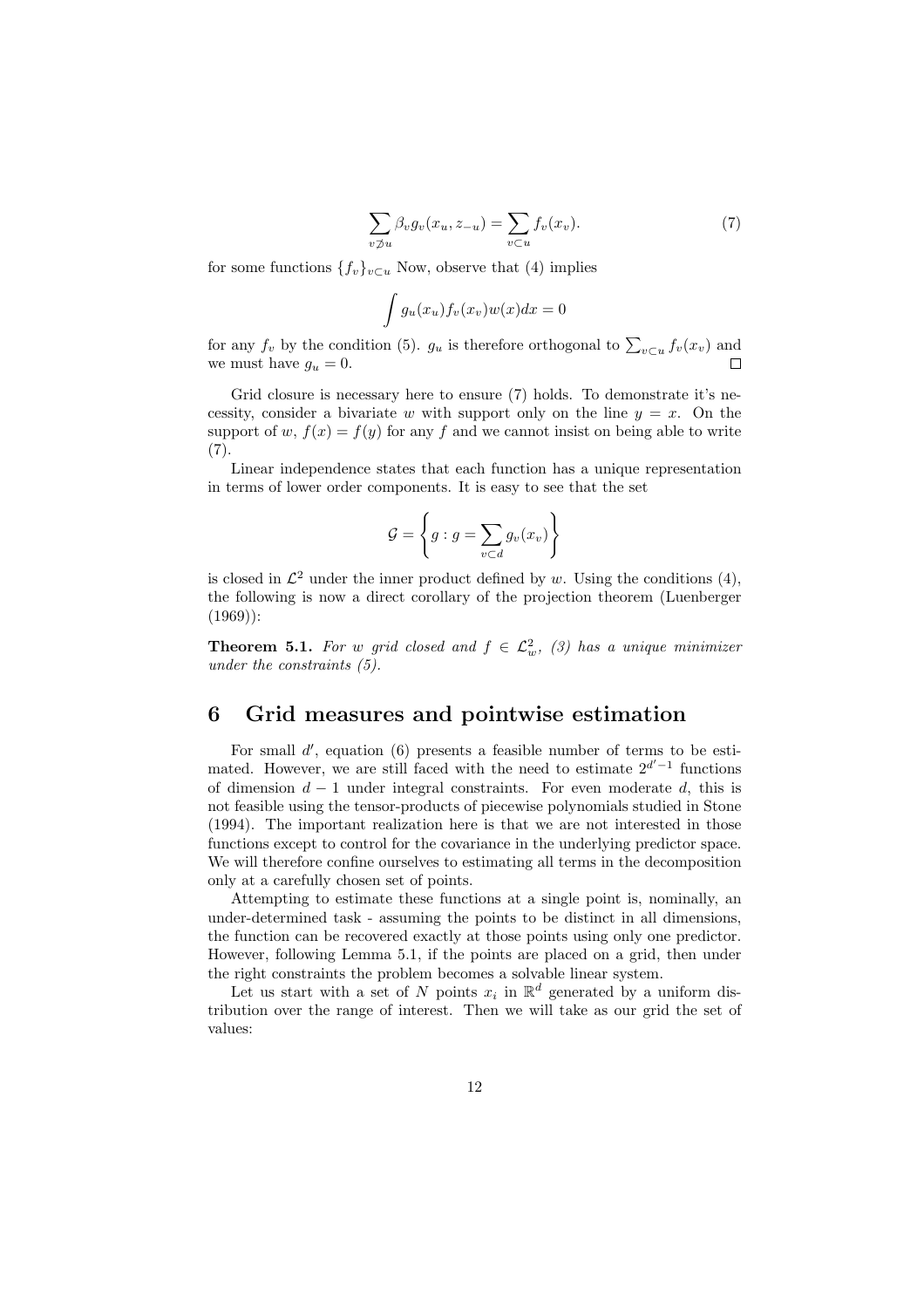$$\sum_{v \not\supset u} \beta_v g_v(x_u, z_{-u}) = \sum_{v \subset u} f_v(x_v). \tag{7}$$

for some functions $\{f_v\}_{v \subset u}$ Now, observe that (4) implies

$$\int g_u(x_u) f_v(x_v) w(x) dx = 0$$

for any $f_v$ by the condition (5). $g_u$ is therefore orthogonal to $\sum_{v \subset u} f_v(x_v)$ and we must have $g_u = 0$. $\square$

Grid closure is necessary here to ensure (7) holds. To demonstrate it's necessity, consider a bivariate $w$ with support only on the line $y = x$. On the support of $w$, $f(x) = f(y)$ for any $f$ and we cannot insist on being able to write (7).

Linear independence states that each function has a unique representation in terms of lower order components. It is easy to see that the set

$$\mathcal{G} = \left\{ g : g = \sum_{v \subset d} g_v(x_v) \right\}$$

is closed in $\mathcal{L}^2$ under the inner product defined by $w$. Using the conditions (4), the following is now a direct corollary of the projection theorem (Luenberger (1969)):

**Theorem 5.1.** *For $w$ grid closed and $f \in \mathcal{L}^2_w$, (3) has a unique minimizer under the constraints (5).*

# 6 Grid measures and pointwise estimation

For small $d'$, equation (6) presents a feasible number of terms to be estimated. However, we are still faced with the need to estimate $2^{d'-1}$ functions of dimension $d-1$ under integral constraints. For even moderate $d$, this is not feasible using the tensor-products of piecewise polynomials studied in Stone (1994). The important realization here is that we are not interested in those functions except to control for the covariance in the underlying predictor space. We will therefore confine ourselves to estimating all terms in the decomposition only at a carefully chosen set of points.

Attempting to estimate these functions at a single point is, nominally, an under-determined task - assuming the points to be distinct in all dimensions, the function can be recovered exactly at those points using only one predictor. However, following Lemma 5.1, if the points are placed on a grid, then under the right constraints the problem becomes a solvable linear system.

Let us start with a set of $N$ points $x_i$ in $\mathbb{R}^d$ generated by a uniform distribution over the range of interest. Then we will take as our grid the set of values: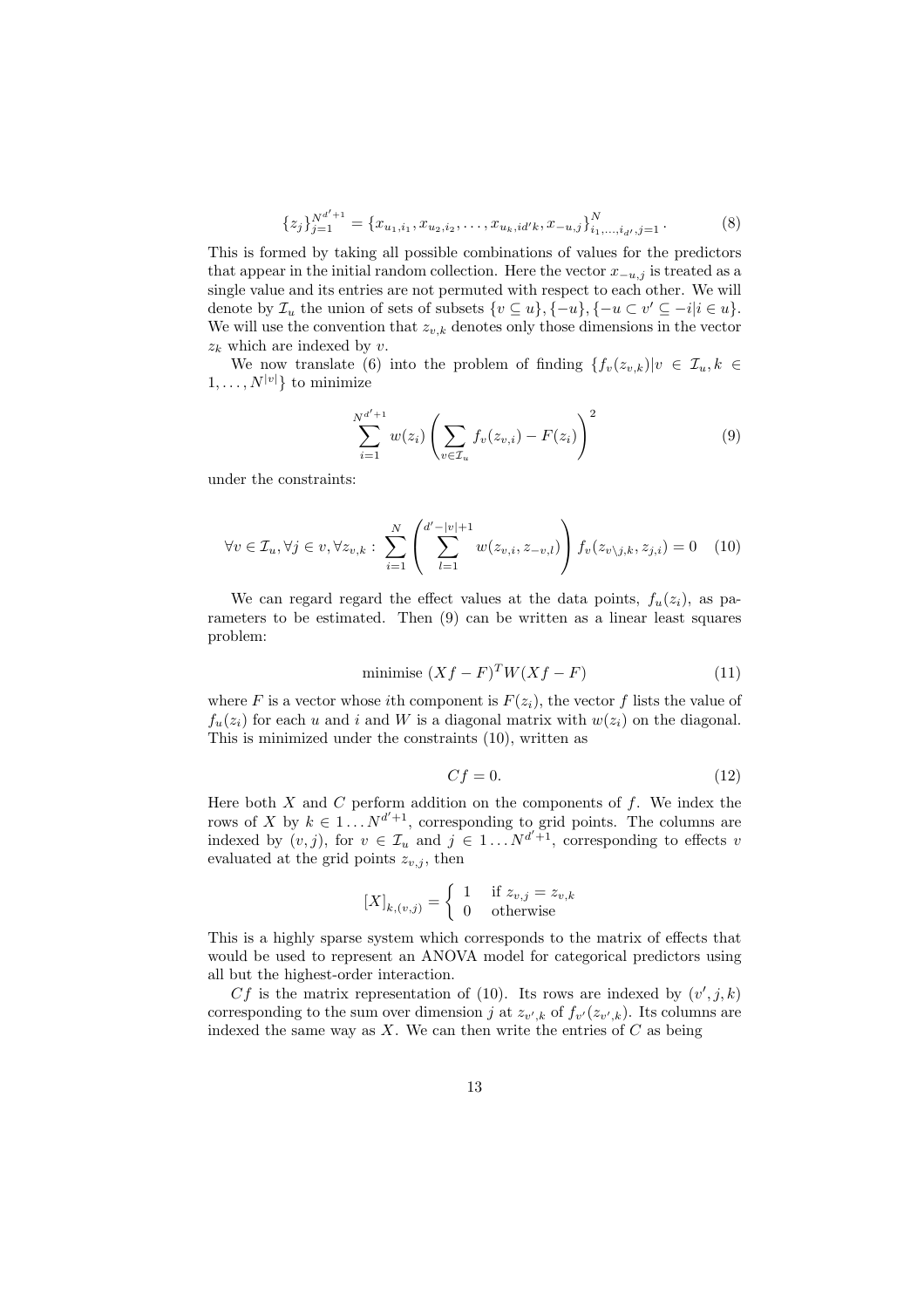$$\{z_j\}_{j=1}^{N^{d'+1}} = \{x_{u_1,i_1}, x_{u_2,i_2}, \ldots, x_{u_k,id'k}, x_{-u,j}\}_{i_1,\ldots,i_{d'},j=1}^{N}. \tag{8}$$

This is formed by taking all possible combinations of values for the predictors that appear in the initial random collection. Here the vector $x_{-u,j}$ is treated as a single value and its entries are not permuted with respect to each other. We will denote by $\mathcal{I}_u$ the union of sets of subsets $\{v \subseteq u\}, \{-u\}, \{-u \subset v' \subseteq -i | i \in u\}$. We will use the convention that $z_{v,k}$ denotes only those dimensions in the vector $z_k$ which are indexed by $v$.

We now translate (6) into the problem of finding $\{f_v(z_{v,k}) | v \in \mathcal{I}_u, k \in 1, \ldots, N^{|v|}\}$ to minimize

$$\sum_{i=1}^{N^{d'+1}} w(z_i) \left( \sum_{v \in \mathcal{I}_u} f_v(z_{v,i}) - F(z_i) \right)^2 \tag{9}$$

under the constraints:

$$\forall v \in \mathcal{I}_u, \forall j \in v, \forall z_{v,k} : \sum_{i=1}^{N} \left( \sum_{l=1}^{d'-|v|+1} w(z_{v,i}, z_{-v,l}) \right) f_v(z_{v \setminus j,k}, z_{j,i}) = 0 \tag{10}$$

We can regard regard the effect values at the data points, $f_u(z_i)$, as parameters to be estimated. Then (9) can be written as a linear least squares problem:

$$\text{minimise } (Xf - F)^T W (Xf - F) \tag{11}$$

where $F$ is a vector whose $i$th component is $F(z_i)$, the vector $f$ lists the value of $f_u(z_i)$ for each $u$ and $i$ and $W$ is a diagonal matrix with $w(z_i)$ on the diagonal. This is minimized under the constraints (10), written as

$$Cf = 0. \tag{12}$$

Here both $X$ and $C$ perform addition on the components of $f$. We index the rows of $X$ by $k \in 1 \ldots N^{d'+1}$, corresponding to grid points. The columns are indexed by $(v, j)$, for $v \in \mathcal{I}_u$ and $j \in 1 \ldots N^{d'+1}$, corresponding to effects $v$ evaluated at the grid points $z_{v,j}$, then

$$[X]_{k,(v,j)} = \begin{cases} 1 & \text{if } z_{v,j} = z_{v,k} \\ 0 & \text{otherwise} \end{cases}$$

This is a highly sparse system which corresponds to the matrix of effects that would be used to represent an ANOVA model for categorical predictors using all but the highest-order interaction.

$Cf$ is the matrix representation of (10). Its rows are indexed by $(v', j, k)$ corresponding to the sum over dimension $j$ at $z_{v',k}$ of $f_{v'}(z_{v',k})$. Its columns are indexed the same way as $X$. We can then write the entries of $C$ as being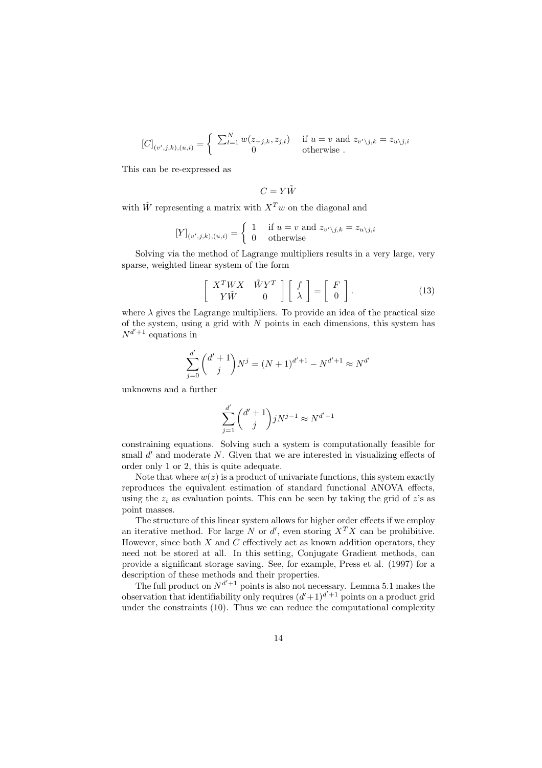$$[C]_{(v',j,k),(u,i)} = \begin{cases} \sum_{l=1}^{N} w(z_{-j,k}, z_{j,l}) & \text{if } u = v \text{ and } z_{v'\setminus j,k} = z_{u\setminus j,i} \\ 0 & \text{otherwise .} \end{cases}$$

This can be re-expressed as

$$C = Y\tilde{W}$$

with $\tilde{W}$ representing a matrix with $X^T w$ on the diagonal and

$$[Y]_{(v',j,k),(u,i)} = \begin{cases} 1 & \text{if } u = v \text{ and } z_{v'\setminus j,k} = z_{u\setminus j,i} \\ 0 & \text{otherwise} \end{cases}$$

Solving via the method of Lagrange multipliers results in a very large, very sparse, weighted linear system of the form

$$\begin{bmatrix} X^T W X & \tilde{W} Y^T \\ Y\tilde{W} & 0 \end{bmatrix} \begin{bmatrix} f \\ \lambda \end{bmatrix} = \begin{bmatrix} F \\ 0 \end{bmatrix}. \tag{13}$$

where $\lambda$ gives the Lagrange multipliers. To provide an idea of the practical size of the system, using a grid with $N$ points in each dimensions, this system has $N^{d'+1}$ equations in

$$\sum_{j=0}^{d'} \binom{d'+1}{j} N^j = (N+1)^{d'+1} - N^{d'+1} \approx N^{d'}$$

unknowns and a further

$$\sum_{j=1}^{d'} \binom{d'+1}{j} j N^{j-1} \approx N^{d'-1}$$

constraining equations. Solving such a system is computationally feasible for small $d'$ and moderate $N$. Given that we are interested in visualizing effects of order only 1 or 2, this is quite adequate.

Note that where $w(z)$ is a product of univariate functions, this system exactly reproduces the equivalent estimation of standard functional ANOVA effects, using the $z_i$ as evaluation points. This can be seen by taking the grid of $z$'s as point masses.

The structure of this linear system allows for higher order effects if we employ an iterative method. For large $N$ or $d'$, even storing $X^T X$ can be prohibitive. However, since both $X$ and $C$ effectively act as known addition operators, they need not be stored at all. In this setting, Conjugate Gradient methods, can provide a significant storage saving. See, for example, Press et al. (1997) for a description of these methods and their properties.

The full product on $N^{d'+1}$ points is also not necessary. Lemma 5.1 makes the observation that identifiability only requires $(d'+1)^{d'+1}$ points on a product grid under the constraints (10). Thus we can reduce the computational complexity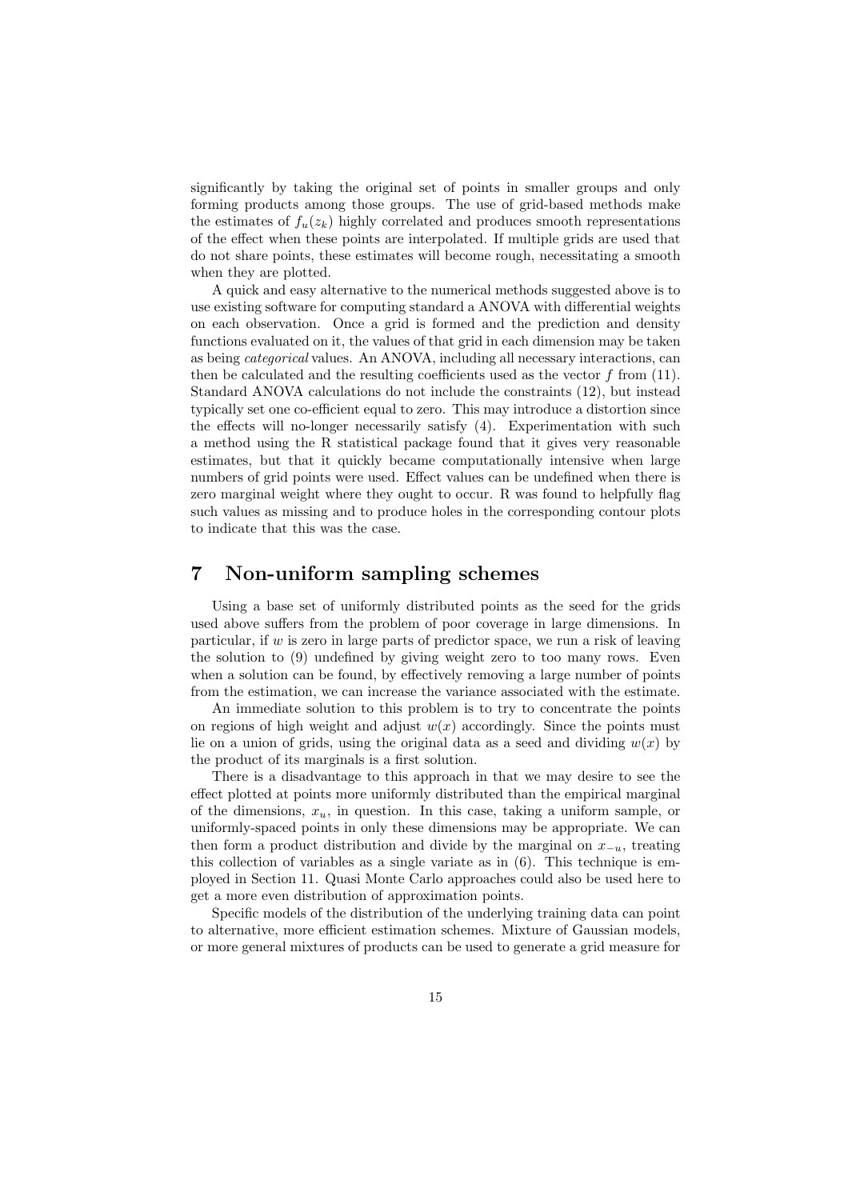significantly by taking the original set of points in smaller groups and only forming products among those groups. The use of grid-based methods make the estimates of $f_u(z_k)$ highly correlated and produces smooth representations of the effect when these points are interpolated. If multiple grids are used that do not share points, these estimates will become rough, necessitating a smooth when they are plotted.

A quick and easy alternative to the numerical methods suggested above is to use existing software for computing standard a ANOVA with differential weights on each observation. Once a grid is formed and the prediction and density functions evaluated on it, the values of that grid in each dimension may be taken as being *categorical* values. An ANOVA, including all necessary interactions, can then be calculated and the resulting coefficients used as the vector $f$ from (11). Standard ANOVA calculations do not include the constraints (12), but instead typically set one co-efficient equal to zero. This may introduce a distortion since the effects will no-longer necessarily satisfy (4). Experimentation with such a method using the R statistical package found that it gives very reasonable estimates, but that it quickly became computationally intensive when large numbers of grid points were used. Effect values can be undefined when there is zero marginal weight where they ought to occur. R was found to helpfully flag such values as missing and to produce holes in the corresponding contour plots to indicate that this was the case.

## 7 Non-uniform sampling schemes

Using a base set of uniformly distributed points as the seed for the grids used above suffers from the problem of poor coverage in large dimensions. In particular, if $w$ is zero in large parts of predictor space, we run a risk of leaving the solution to (9) undefined by giving weight zero to too many rows. Even when a solution can be found, by effectively removing a large number of points from the estimation, we can increase the variance associated with the estimate.

An immediate solution to this problem is to try to concentrate the points on regions of high weight and adjust $w(x)$ accordingly. Since the points must lie on a union of grids, using the original data as a seed and dividing $w(x)$ by the product of its marginals is a first solution.

There is a disadvantage to this approach in that we may desire to see the effect plotted at points more uniformly distributed than the empirical marginal of the dimensions, $x_u$, in question. In this case, taking a uniform sample, or uniformly-spaced points in only these dimensions may be appropriate. We can then form a product distribution and divide by the marginal on $x_{-u}$, treating this collection of variables as a single variate as in (6). This technique is employed in Section 11. Quasi Monte Carlo approaches could also be used here to get a more even distribution of approximation points.

Specific models of the distribution of the underlying training data can point to alternative, more efficient estimation schemes. Mixture of Gaussian models, or more general mixtures of products can be used to generate a grid measure for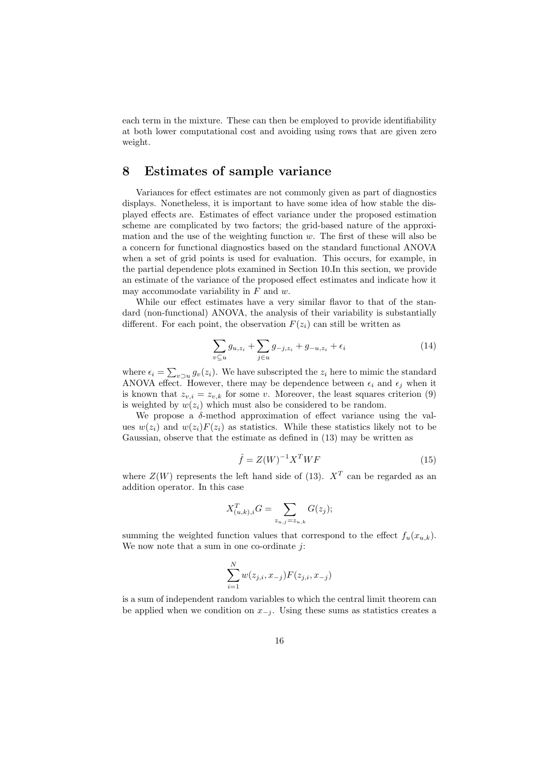each term in the mixture. These can then be employed to provide identifiability at both lower computational cost and avoiding using rows that are given zero weight.

# 8 Estimates of sample variance

Variances for effect estimates are not commonly given as part of diagnostics displays. Nonetheless, it is important to have some idea of how stable the displayed effects are. Estimates of effect variance under the proposed estimation scheme are complicated by two factors; the grid-based nature of the approximation and the use of the weighting function $w$. The first of these will also be a concern for functional diagnostics based on the standard functional ANOVA when a set of grid points is used for evaluation. This occurs, for example, in the partial dependence plots examined in Section 10.In this section, we provide an estimate of the variance of the proposed effect estimates and indicate how it may accommodate variability in $F$ and $w$.

While our effect estimates have a very similar flavor to that of the standard (non-functional) ANOVA, the analysis of their variability is substantially different. For each point, the observation $F(z_i)$ can still be written as

$$\sum_{v \subseteq u} g_{u,z_i} + \sum_{j \in u} g_{-j,z_i} + g_{-u,z_i} + \epsilon_i \tag{14}$$

where $\epsilon_i = \sum_{v \supset u} g_v(z_i)$. We have subscripted the $z_i$ here to mimic the standard ANOVA effect. However, there may be dependence between $\epsilon_i$ and $\epsilon_j$ when it is known that $z_{v,i} = z_{v,k}$ for some $v$. Moreover, the least squares criterion (9) is weighted by $w(z_i)$ which must also be considered to be random.

We propose a $\delta$-method approximation of effect variance using the values $w(z_i)$ and $w(z_i)F(z_i)$ as statistics. While these statistics likely not to be Gaussian, observe that the estimate as defined in (13) may be written as

$$\hat{f} = Z(W)^{-1} X^T W F \tag{15}$$

where $Z(W)$ represents the left hand side of (13). $X^T$ can be regarded as an addition operator. In this case

$$X^T_{(u,k),i} G = \sum_{z_{u,j} = z_{u,k}} G(z_j);$$

summing the weighted function values that correspond to the effect $f_u(x_{u,k})$. We now note that a sum in one co-ordinate $j$:

$$\sum_{i=1}^{N} w(z_{j,i}, x_{-j}) F(z_{j,i}, x_{-j})$$

is a sum of independent random variables to which the central limit theorem can be applied when we condition on $x_{-j}$. Using these sums as statistics creates a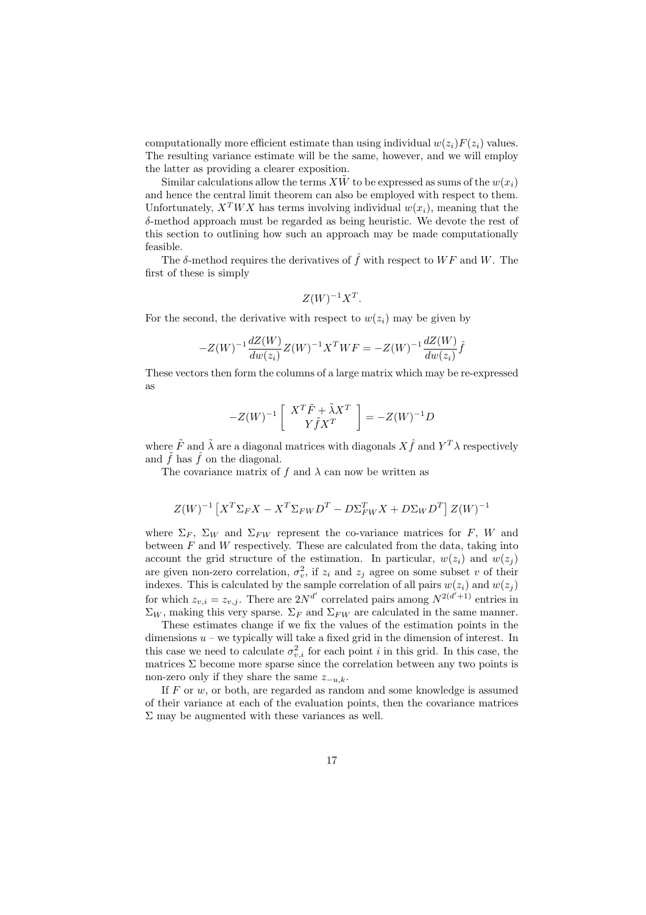computationally more efficient estimate than using individual $w(z_i)F(z_i)$ values. The resulting variance estimate will be the same, however, and we will employ the latter as providing a clearer exposition.

Similar calculations allow the terms $X\tilde{W}$ to be expressed as sums of the $w(x_i)$ and hence the central limit theorem can also be employed with respect to them. Unfortunately, $X^TWX$ has terms involving individual $w(x_i)$, meaning that the $\delta$-method approach must be regarded as being heuristic. We devote the rest of this section to outlining how such an approach may be made computationally feasible.

The $\delta$-method requires the derivatives of $\hat{f}$ with respect to $WF$ and $W$. The first of these is simply

$$Z(W)^{-1}X^T.$$

For the second, the derivative with respect to $w(z_i)$ may be given by

$$-Z(W)^{-1}\frac{dZ(W)}{dw(z_i)}Z(W)^{-1}X^TWF = -Z(W)^{-1}\frac{dZ(W)}{dw(z_i)}\hat{f}$$

These vectors then form the columns of a large matrix which may be re-expressed as

$$-Z(W)^{-1}\left[\begin{array}{c} X^T\tilde{F} + \tilde{\lambda}X^T \\ Y\tilde{f}X^T \end{array}\right] = -Z(W)^{-1}D$$

where $\tilde{F}$ and $\tilde{\lambda}$ are a diagonal matrices with diagonals $X\hat{f}$ and $Y^T\lambda$ respectively and $\tilde{f}$ has $\hat{f}$ on the diagonal.

The covariance matrix of $f$ and $\lambda$ can now be written as

$$Z(W)^{-1}\left[X^T\Sigma_F X - X^T\Sigma_{FW}D^T - D\Sigma_{FW}^T X + D\Sigma_W D^T\right]Z(W)^{-1}$$

where $\Sigma_F$, $\Sigma_W$ and $\Sigma_{FW}$ represent the co-variance matrices for $F$, $W$ and between $F$ and $W$ respectively. These are calculated from the data, taking into account the grid structure of the estimation. In particular, $w(z_i)$ and $w(z_j)$ are given non-zero correlation, $\sigma_v^2$, if $z_i$ and $z_j$ agree on some subset $v$ of their indexes. This is calculated by the sample correlation of all pairs $w(z_i)$ and $w(z_j)$ for which $z_{v,i} = z_{v,j}$. There are $2N^{d'}$ correlated pairs among $N^{2(d'+1)}$ entries in $\Sigma_W$, making this very sparse. $\Sigma_F$ and $\Sigma_{FW}$ are calculated in the same manner.

These estimates change if we fix the values of the estimation points in the dimensions $u$ – we typically will take a fixed grid in the dimension of interest. In this case we need to calculate $\sigma_{v,i}^2$ for each point $i$ in this grid. In this case, the matrices $\Sigma$ become more sparse since the correlation between any two points is non-zero only if they share the same $z_{-u,k}$.

If $F$ or $w$, or both, are regarded as random and some knowledge is assumed of their variance at each of the evaluation points, then the covariance matrices $\Sigma$ may be augmented with these variances as well.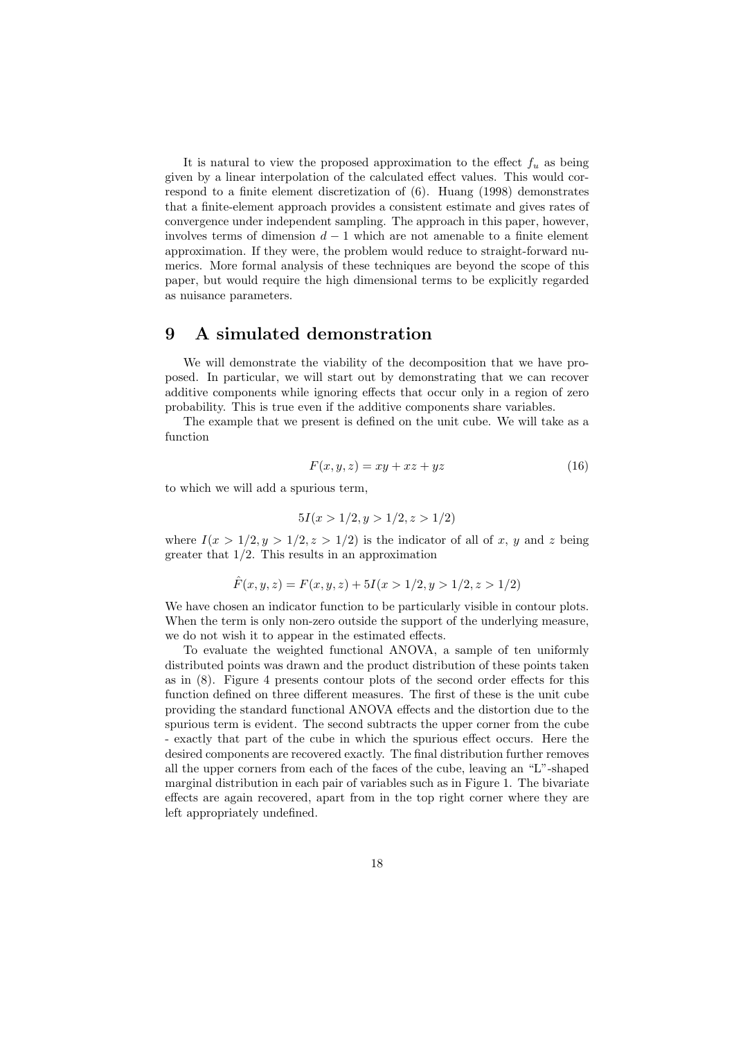It is natural to view the proposed approximation to the effect $f_u$ as being given by a linear interpolation of the calculated effect values. This would correspond to a finite element discretization of (6). Huang (1998) demonstrates that a finite-element approach provides a consistent estimate and gives rates of convergence under independent sampling. The approach in this paper, however, involves terms of dimension $d-1$ which are not amenable to a finite element approximation. If they were, the problem would reduce to straight-forward numerics. More formal analysis of these techniques are beyond the scope of this paper, but would require the high dimensional terms to be explicitly regarded as nuisance parameters.

## 9 A simulated demonstration

We will demonstrate the viability of the decomposition that we have proposed. In particular, we will start out by demonstrating that we can recover additive components while ignoring effects that occur only in a region of zero probability. This is true even if the additive components share variables.

The example that we present is defined on the unit cube. We will take as a function

$$F(x, y, z) = xy + xz + yz \tag{16}$$

to which we will add a spurious term,

$$5I(x > 1/2, y > 1/2, z > 1/2)$$

where $I(x > 1/2, y > 1/2, z > 1/2)$ is the indicator of all of $x$, $y$ and $z$ being greater that $1/2$. This results in an approximation

$$\hat{F}(x, y, z) = F(x, y, z) + 5I(x > 1/2, y > 1/2, z > 1/2)$$

We have chosen an indicator function to be particularly visible in contour plots. When the term is only non-zero outside the support of the underlying measure, we do not wish it to appear in the estimated effects.

To evaluate the weighted functional ANOVA, a sample of ten uniformly distributed points was drawn and the product distribution of these points taken as in (8). Figure 4 presents contour plots of the second order effects for this function defined on three different measures. The first of these is the unit cube providing the standard functional ANOVA effects and the distortion due to the spurious term is evident. The second subtracts the upper corner from the cube - exactly that part of the cube in which the spurious effect occurs. Here the desired components are recovered exactly. The final distribution further removes all the upper corners from each of the faces of the cube, leaving an "L"-shaped marginal distribution in each pair of variables such as in Figure 1. The bivariate effects are again recovered, apart from in the top right corner where they are left appropriately undefined.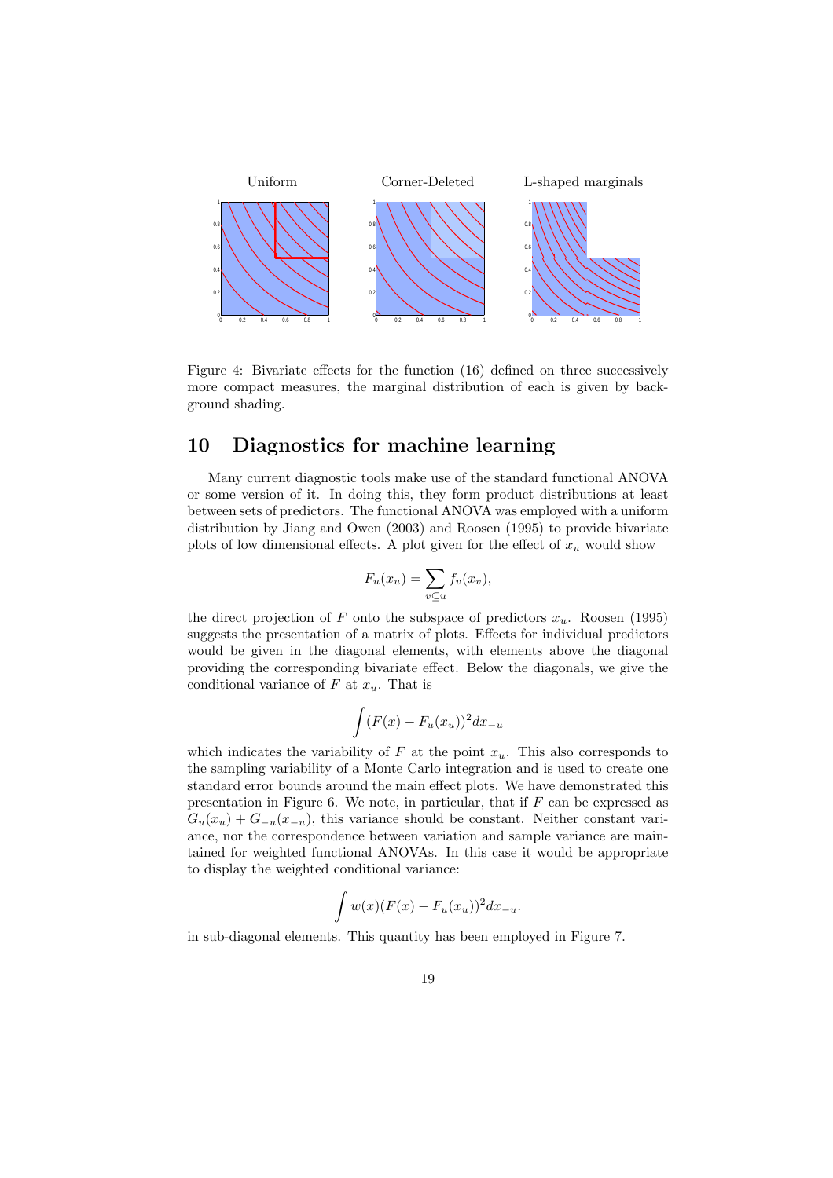Figure 4: Bivariate effects for the function (16) defined on three successively more compact measures, the marginal distribution of each is given by background shading.

## 10 Diagnostics for machine learning

Many current diagnostic tools make use of the standard functional ANOVA or some version of it. In doing this, they form product distributions at least between sets of predictors. The functional ANOVA was employed with a uniform distribution by Jiang and Owen (2003) and Roosen (1995) to provide bivariate plots of low dimensional effects. A plot given for the effect of $x_u$ would show

$$F_u(x_u) = \sum_{v \subseteq u} f_v(x_v),$$

the direct projection of $F$ onto the subspace of predictors $x_u$. Roosen (1995) suggests the presentation of a matrix of plots. Effects for individual predictors would be given in the diagonal elements, with elements above the diagonal providing the corresponding bivariate effect. Below the diagonals, we give the conditional variance of $F$ at $x_u$. That is

$$\int (F(x) - F_u(x_u))^2 dx_{-u}$$

which indicates the variability of $F$ at the point $x_u$. This also corresponds to the sampling variability of a Monte Carlo integration and is used to create one standard error bounds around the main effect plots. We have demonstrated this presentation in Figure 6. We note, in particular, that if $F$ can be expressed as $G_u(x_u) + G_{-u}(x_{-u})$, this variance should be constant. Neither constant variance, nor the correspondence between variation and sample variance are maintained for weighted functional ANOVAs. In this case it would be appropriate to display the weighted conditional variance:

$$\int w(x)(F(x) - F_u(x_u))^2 dx_{-u}.$$

in sub-diagonal elements. This quantity has been employed in Figure 7.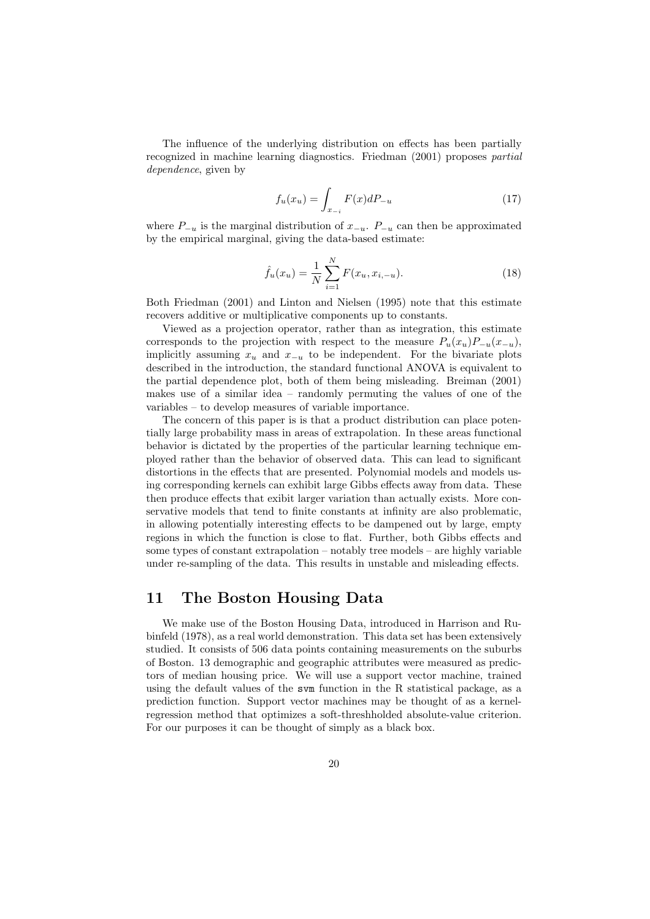The influence of the underlying distribution on effects has been partially recognized in machine learning diagnostics. Friedman (2001) proposes *partial dependence*, given by

$$f_u(x_u) = \int_{x_{-i}} F(x) dP_{-u} \tag{17}$$

where $P_{-u}$ is the marginal distribution of $x_{-u}$. $P_{-u}$ can then be approximated by the empirical marginal, giving the data-based estimate:

$$\hat{f}_u(x_u) = \frac{1}{N} \sum_{i=1}^{N} F(x_u, x_{i,-u}). \tag{18}$$

Both Friedman (2001) and Linton and Nielsen (1995) note that this estimate recovers additive or multiplicative components up to constants.

Viewed as a projection operator, rather than as integration, this estimate corresponds to the projection with respect to the measure $P_u(x_u)P_{-u}(x_{-u})$, implicitly assuming $x_u$ and $x_{-u}$ to be independent. For the bivariate plots described in the introduction, the standard functional ANOVA is equivalent to the partial dependence plot, both of them being misleading. Breiman (2001) makes use of a similar idea – randomly permuting the values of one of the variables – to develop measures of variable importance.

The concern of this paper is is that a product distribution can place potentially large probability mass in areas of extrapolation. In these areas functional behavior is dictated by the properties of the particular learning technique employed rather than the behavior of observed data. This can lead to significant distortions in the effects that are presented. Polynomial models and models using corresponding kernels can exhibit large Gibbs effects away from data. These then produce effects that exibit larger variation than actually exists. More conservative models that tend to finite constants at infinity are also problematic, in allowing potentially interesting effects to be dampened out by large, empty regions in which the function is close to flat. Further, both Gibbs effects and some types of constant extrapolation – notably tree models – are highly variable under re-sampling of the data. This results in unstable and misleading effects.

## 11 The Boston Housing Data

We make use of the Boston Housing Data, introduced in Harrison and Rubinfeld (1978), as a real world demonstration. This data set has been extensively studied. It consists of 506 data points containing measurements on the suburbs of Boston. 13 demographic and geographic attributes were measured as predictors of median housing price. We will use a support vector machine, trained using the default values of the `svm` function in the R statistical package, as a prediction function. Support vector machines may be thought of as a kernel-regression method that optimizes a soft-threshholded absolute-value criterion. For our purposes it can be thought of simply as a black box.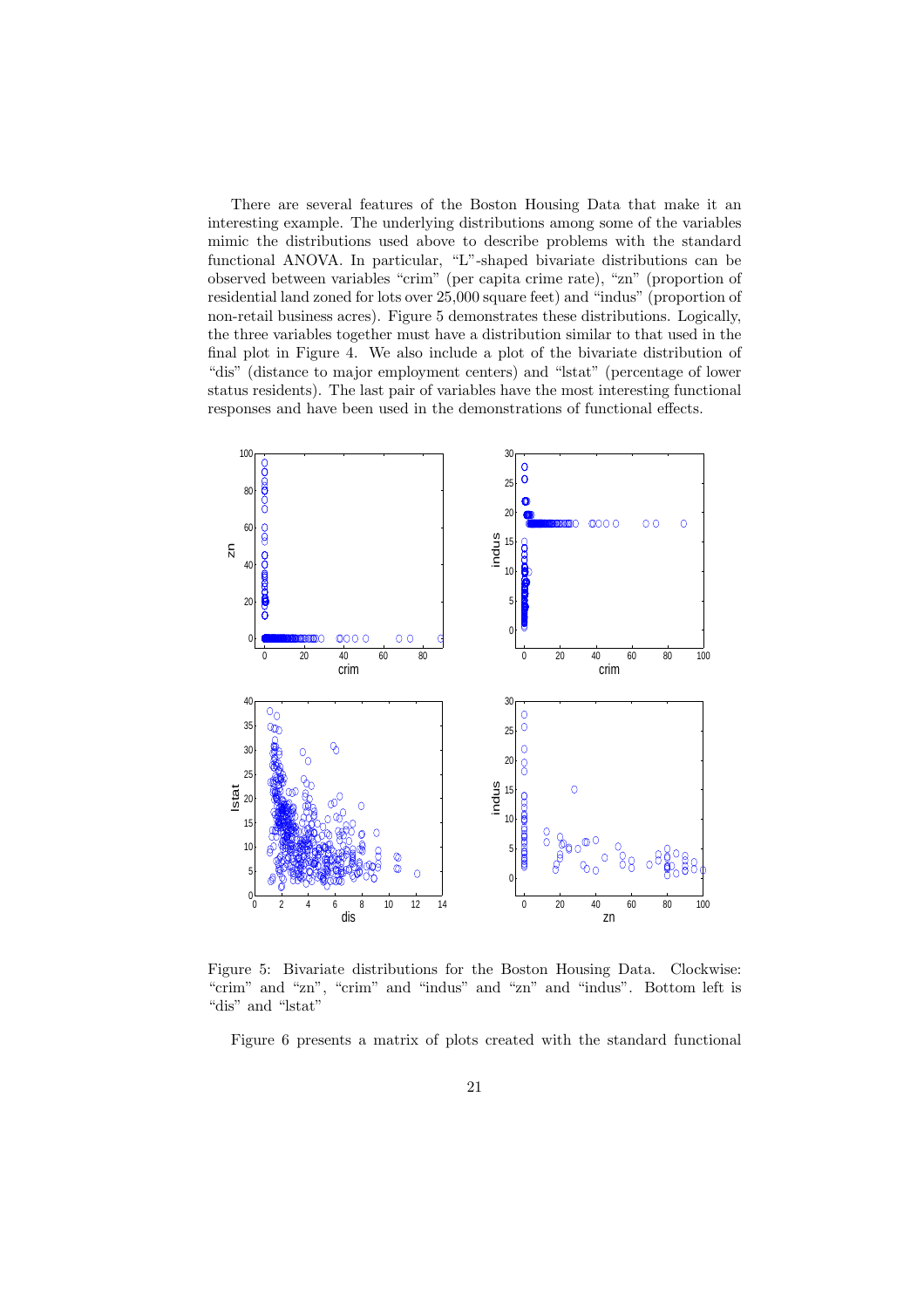There are several features of the Boston Housing Data that make it an interesting example. The underlying distributions among some of the variables mimic the distributions used above to describe problems with the standard functional ANOVA. In particular, "L"-shaped bivariate distributions can be observed between variables "crim" (per capita crime rate), "zn" (proportion of residential land zoned for lots over 25,000 square feet) and "indus" (proportion of non-retail business acres). Figure 5 demonstrates these distributions. Logically, the three variables together must have a distribution similar to that used in the final plot in Figure 4. We also include a plot of the bivariate distribution of "dis" (distance to major employment centers) and "lstat" (percentage of lower status residents). The last pair of variables have the most interesting functional responses and have been used in the demonstrations of functional effects.

Figure 5: Bivariate distributions for the Boston Housing Data. Clockwise: "crim" and "zn", "crim" and "indus" and "zn" and "indus". Bottom left is "dis" and "lstat"

Figure 6 presents a matrix of plots created with the standard functional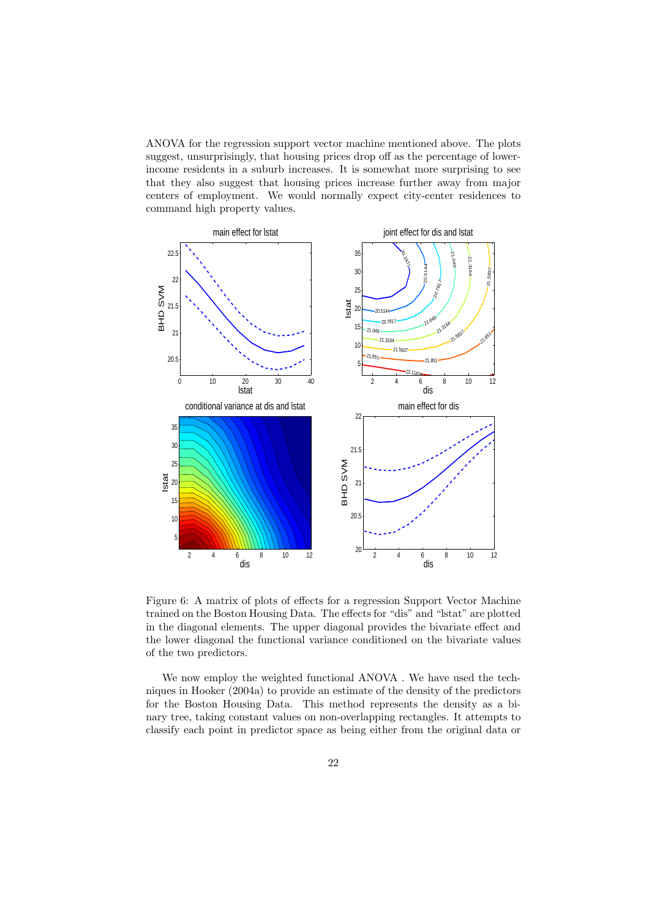ANOVA for the regression support vector machine mentioned above. The plots suggest, unsurprisingly, that housing prices drop off as the percentage of lower-income residents in a suburb increases. It is somewhat more surprising to see that they also suggest that housing prices increase further away from major centers of employment. We would normally expect city-center residences to command high property values.

Figure 6: A matrix of plots of effects for a regression Support Vector Machine trained on the Boston Housing Data. The effects for "dis" and "lstat" are plotted in the diagonal elements. The upper diagonal provides the bivariate effect and the lower diagonal the functional variance conditioned on the bivariate values of the two predictors.

We now employ the weighted functional ANOVA . We have used the techniques in Hooker (2004a) to provide an estimate of the density of the predictors for the Boston Housing Data. This method represents the density as a binary tree, taking constant values on non-overlapping rectangles. It attempts to classify each point in predictor space as being either from the original data or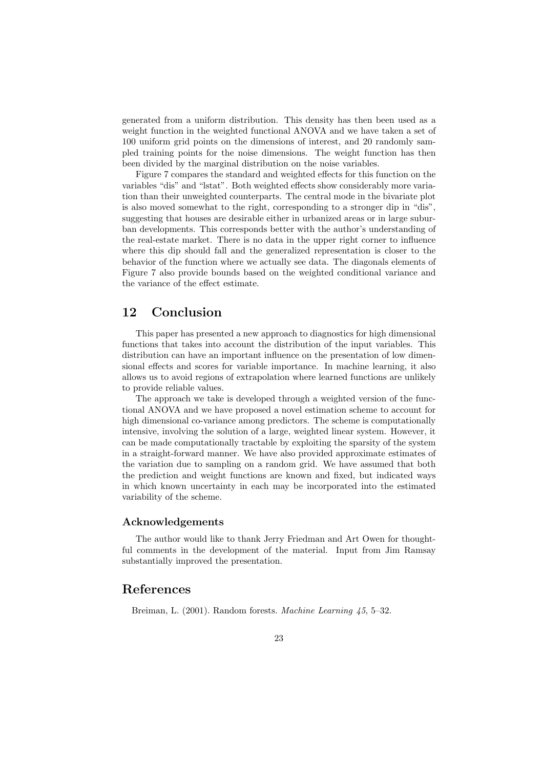generated from a uniform distribution. This density has then been used as a weight function in the weighted functional ANOVA and we have taken a set of 100 uniform grid points on the dimensions of interest, and 20 randomly sampled training points for the noise dimensions. The weight function has then been divided by the marginal distribution on the noise variables.

Figure 7 compares the standard and weighted effects for this function on the variables "dis" and "lstat". Both weighted effects show considerably more variation than their unweighted counterparts. The central mode in the bivariate plot is also moved somewhat to the right, corresponding to a stronger dip in "dis", suggesting that houses are desirable either in urbanized areas or in large suburban developments. This corresponds better with the author's understanding of the real-estate market. There is no data in the upper right corner to influence where this dip should fall and the generalized representation is closer to the behavior of the function where we actually see data. The diagonals elements of Figure 7 also provide bounds based on the weighted conditional variance and the variance of the effect estimate.

## 12 Conclusion

This paper has presented a new approach to diagnostics for high dimensional functions that takes into account the distribution of the input variables. This distribution can have an important influence on the presentation of low dimensional effects and scores for variable importance. In machine learning, it also allows us to avoid regions of extrapolation where learned functions are unlikely to provide reliable values.

The approach we take is developed through a weighted version of the functional ANOVA and we have proposed a novel estimation scheme to account for high dimensional co-variance among predictors. The scheme is computationally intensive, involving the solution of a large, weighted linear system. However, it can be made computationally tractable by exploiting the sparsity of the system in a straight-forward manner. We have also provided approximate estimates of the variation due to sampling on a random grid. We have assumed that both the prediction and weight functions are known and fixed, but indicated ways in which known uncertainty in each may be incorporated into the estimated variability of the scheme.

### Acknowledgements

The author would like to thank Jerry Friedman and Art Owen for thoughtful comments in the development of the material. Input from Jim Ramsay substantially improved the presentation.

## References

Breiman, L. (2001). Random forests. *Machine Learning 45*, 5–32.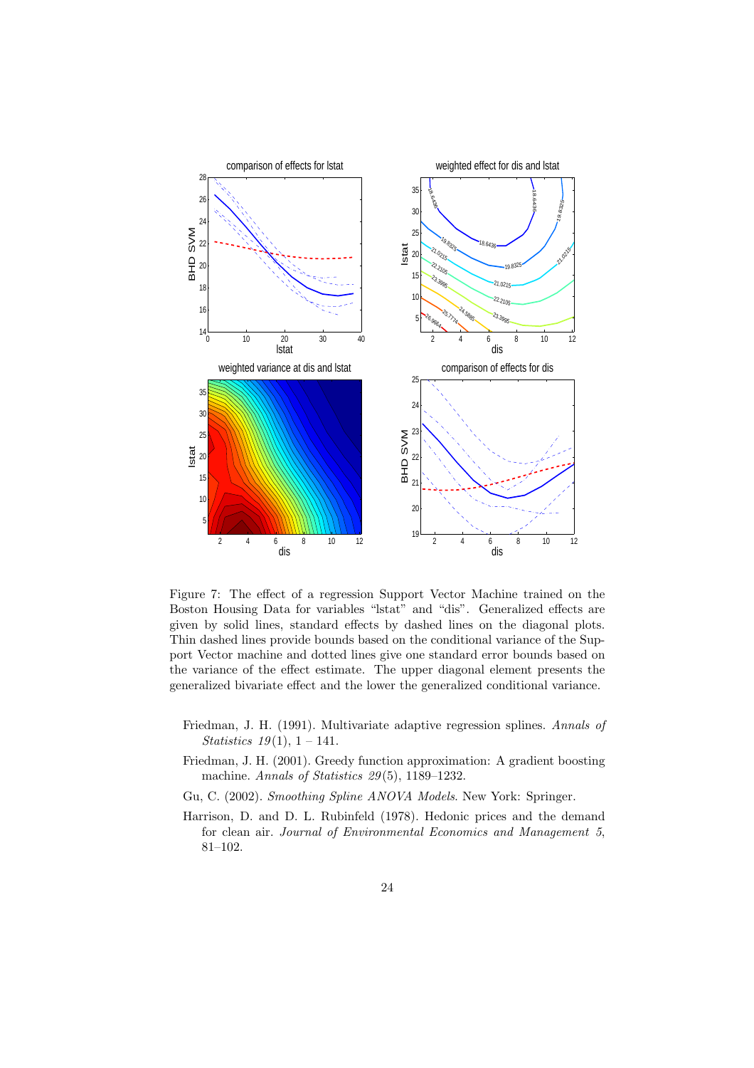Figure 7: The effect of a regression Support Vector Machine trained on the Boston Housing Data for variables "lstat" and "dis". Generalized effects are given by solid lines, standard effects by dashed lines on the diagonal plots. Thin dashed lines provide bounds based on the conditional variance of the Support Vector machine and dotted lines give one standard error bounds based on the variance of the effect estimate. The upper diagonal element presents the generalized bivariate effect and the lower the generalized conditional variance.

Friedman, J. H. (1991). Multivariate adaptive regression splines. *Annals of Statistics 19*(1), 1 – 141.

Friedman, J. H. (2001). Greedy function approximation: A gradient boosting machine. *Annals of Statistics 29*(5), 1189–1232.

Gu, C. (2002). *Smoothing Spline ANOVA Models*. New York: Springer.

Harrison, D. and D. L. Rubinfeld (1978). Hedonic prices and the demand for clean air. *Journal of Environmental Economics and Management 5*, 81–102.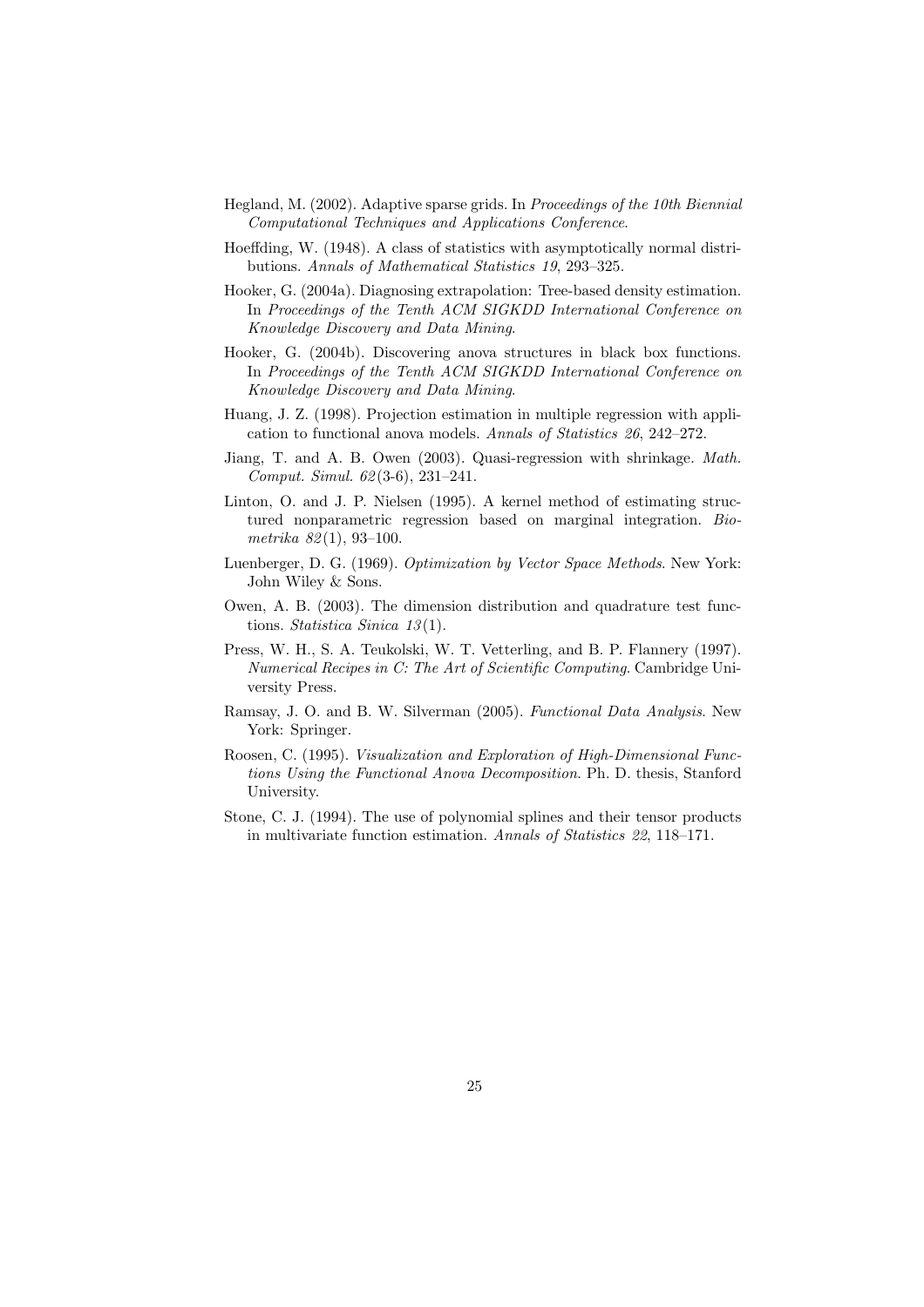Hegland, M. (2002). Adaptive sparse grids. In *Proceedings of the 10th Biennial Computational Techniques and Applications Conference*.

Hoeffding, W. (1948). A class of statistics with asymptotically normal distributions. *Annals of Mathematical Statistics 19*, 293–325.

Hooker, G. (2004a). Diagnosing extrapolation: Tree-based density estimation. In *Proceedings of the Tenth ACM SIGKDD International Conference on Knowledge Discovery and Data Mining*.

Hooker, G. (2004b). Discovering anova structures in black box functions. In *Proceedings of the Tenth ACM SIGKDD International Conference on Knowledge Discovery and Data Mining*.

Huang, J. Z. (1998). Projection estimation in multiple regression with application to functional anova models. *Annals of Statistics 26*, 242–272.

Jiang, T. and A. B. Owen (2003). Quasi-regression with shrinkage. *Math. Comput. Simul. 62*(3-6), 231–241.

Linton, O. and J. P. Nielsen (1995). A kernel method of estimating structured nonparametric regression based on marginal integration. *Biometrika 82*(1), 93–100.

Luenberger, D. G. (1969). *Optimization by Vector Space Methods*. New York: John Wiley & Sons.

Owen, A. B. (2003). The dimension distribution and quadrature test functions. *Statistica Sinica 13*(1).

Press, W. H., S. A. Teukolski, W. T. Vetterling, and B. P. Flannery (1997). *Numerical Recipes in C: The Art of Scientific Computing*. Cambridge University Press.

Ramsay, J. O. and B. W. Silverman (2005). *Functional Data Analysis*. New York: Springer.

Roosen, C. (1995). *Visualization and Exploration of High-Dimensional Functions Using the Functional Anova Decomposition*. Ph. D. thesis, Stanford University.

Stone, C. J. (1994). The use of polynomial splines and their tensor products in multivariate function estimation. *Annals of Statistics 22*, 118–171.